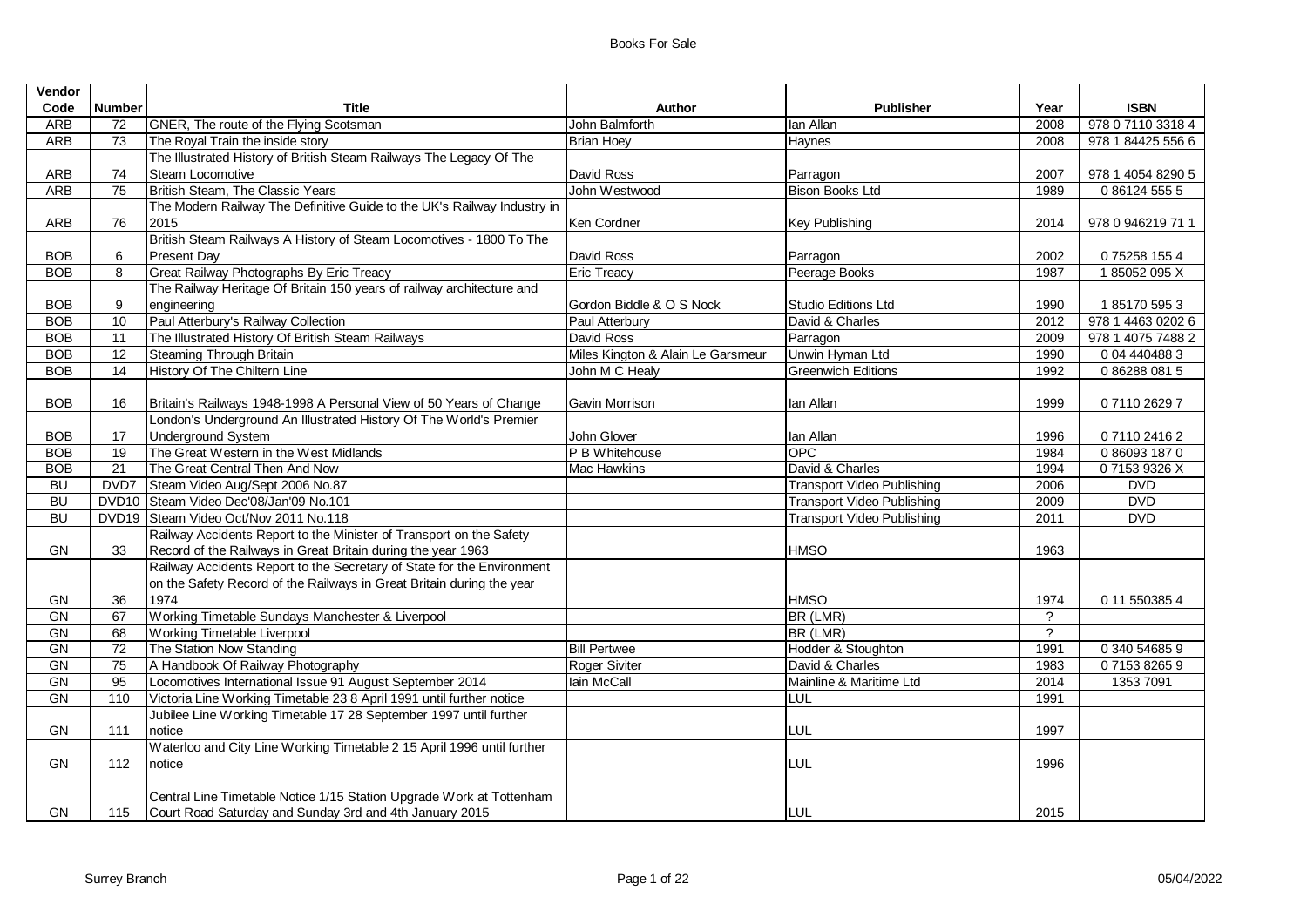# Books For Sale

| Vendor Code | Number | Title | Author | Publisher | Year | ISBN |
|---|---|---|---|---|---|---|
| ARB | 72 | GNER, The route of the Flying Scotsman | John Balmforth | Ian Allan | 2008 | 978 0 7110 3318 4 |
| ARB | 73 | The Royal Train the inside story | Brian Hoey | Haynes | 2008 | 978 1 84425 556 6 |
| ARB | 74 | The Illustrated History of British Steam Railways The Legacy Of The Steam Locomotive | David Ross | Parragon | 2007 | 978 1 4054 8290 5 |
| ARB | 75 | British Steam, The Classic Years | John Westwood | Bison Books Ltd | 1989 | 0 86124 555 5 |
| ARB | 76 | The Modern Railway The Definitive Guide to the UK's Railway Industry in 2015 | Ken Cordner | Key Publishing | 2014 | 978 0 946219 71 1 |
| BOB | 6 | British Steam Railways A History of Steam Locomotives - 1800 To The Present Day | David Ross | Parragon | 2002 | 0 75258 155 4 |
| BOB | 8 | Great Railway Photographs By Eric Treacy | Eric Treacy | Peerage Books | 1987 | 1 85052 095 X |
| BOB | 9 | The Railway Heritage Of Britain 150 years of railway architecture and engineering | Gordon Biddle & O S Nock | Studio Editions Ltd | 1990 | 1 85170 595 3 |
| BOB | 10 | Paul Atterbury's Railway Collection | Paul Atterbury | David & Charles | 2012 | 978 1 4463 0202 6 |
| BOB | 11 | The Illustrated History Of British Steam Railways | David Ross | Parragon | 2009 | 978 1 4075 7488 2 |
| BOB | 12 | Steaming Through Britain | Miles Kington & Alain Le Garsmeur | Unwin Hyman Ltd | 1990 | 0 04 440488 3 |
| BOB | 14 | History Of The Chiltern Line | John M C Healy | Greenwich Editions | 1992 | 0 86288 081 5 |
| BOB | 16 | Britain's Railways 1948-1998 A Personal View of 50 Years of Change | Gavin Morrison | Ian Allan | 1999 | 0 7110 2629 7 |
| BOB | 17 | London's Underground An Illustrated History Of The World's Premier Underground System | John Glover | Ian Allan | 1996 | 0 7110 2416 2 |
| BOB | 19 | The Great Western in the West Midlands | P B Whitehouse | OPC | 1984 | 0 86093 187 0 |
| BOB | 21 | The Great Central Then And Now | Mac Hawkins | David & Charles | 1994 | 0 7153 9326 X |
| BU | DVD7 | Steam Video Aug/Sept 2006 No.87 | | Transport Video Publishing | 2006 | DVD |
| BU | DVD10 | Steam Video Dec'08/Jan'09 No.101 | | Transport Video Publishing | 2009 | DVD |
| BU | DVD19 | Steam Video Oct/Nov 2011 No.118 | | Transport Video Publishing | 2011 | DVD |
| GN | 33 | Railway Accidents Report to the Minister of Transport on the Safety Record of the Railways in Great Britain during the year 1963 | | HMSO | 1963 | |
| GN | 36 | Railway Accidents Report to the Secretary of State for the Environment on the Safety Record of the Railways in Great Britain during the year 1974 | | HMSO | 1974 | 0 11 550385 4 |
| GN | 67 | Working Timetable Sundays Manchester & Liverpool | | BR (LMR) | ? | |
| GN | 68 | Working Timetable Liverpool | | BR (LMR) | ? | |
| GN | 72 | The Station Now Standing | Bill Pertwee | Hodder & Stoughton | 1991 | 0 340 54685 9 |
| GN | 75 | A Handbook Of Railway Photography | Roger Siviter | David & Charles | 1983 | 0 7153 8265 9 |
| GN | 95 | Locomotives International Issue 91 August September 2014 | Iain McCall | Mainline & Maritime Ltd | 2014 | 1353 7091 |
| GN | 110 | Victoria Line Working Timetable 23 8 April 1991 until further notice | | LUL | 1991 | |
| GN | 111 | Jubilee Line Working Timetable 17 28 September 1997 until further notice | | LUL | 1997 | |
| GN | 112 | Waterloo and City Line Working Timetable 2 15 April 1996 until further notice | | LUL | 1996 | |
| GN | 115 | Central Line Timetable Notice 1/15 Station Upgrade Work at Tottenham Court Road Saturday and Sunday 3rd and 4th January 2015 | | LUL | 2015 | |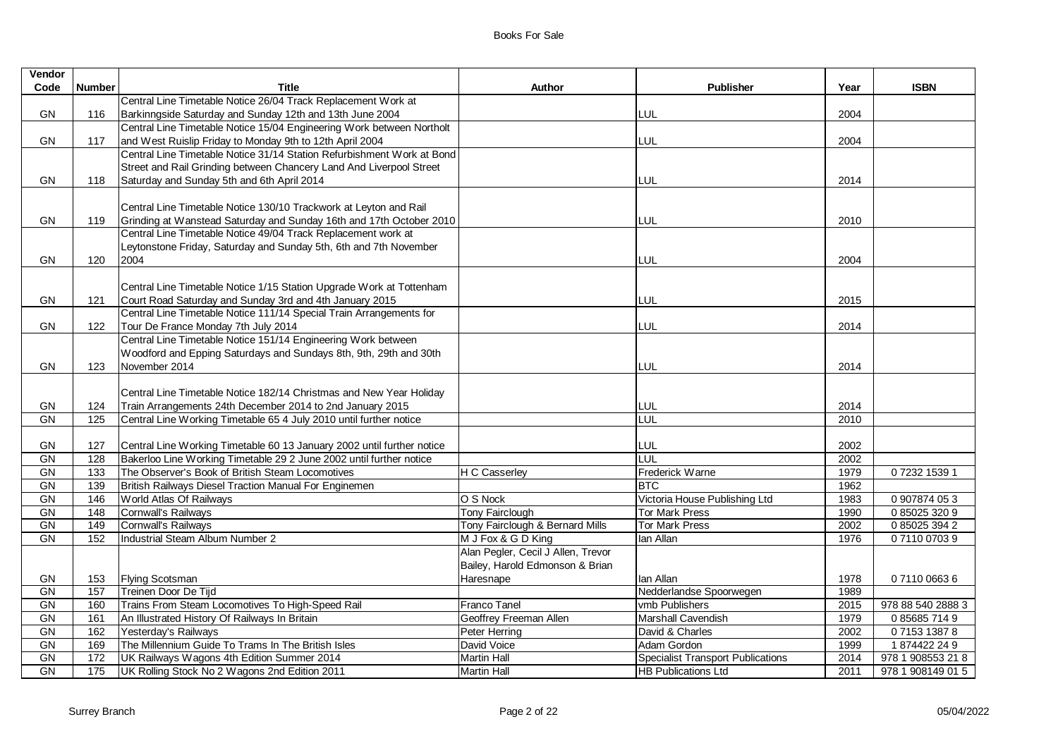| Vendor Code | Number | Title | Author | Publisher | Year | ISBN |
|---|---|---|---|---|---|---|
| GN | 116 | Central Line Timetable Notice 26/04 Track Replacement Work at Barkinngside Saturday and Sunday 12th and 13th June 2004 | | LUL | 2004 | |
| GN | 117 | Central Line Timetable Notice 15/04 Engineering Work between Northolt and West Ruislip Friday to Monday 9th to 12th April 2004 | | LUL | 2004 | |
| GN | 118 | Central Line Timetable Notice 31/14 Station Refurbishment Work at Bond Street and Rail Grinding between Chancery Land And Liverpool Street Saturday and Sunday 5th and 6th April 2014 | | LUL | 2014 | |
| GN | 119 | Central Line Timetable Notice 130/10 Trackwork at Leyton and Rail Grinding at Wanstead Saturday and Sunday 16th and 17th October 2010 | | LUL | 2010 | |
| GN | 120 | Central Line Timetable Notice 49/04 Track Replacement work at Leytonstone Friday, Saturday and Sunday 5th, 6th and 7th November 2004 | | LUL | 2004 | |
| GN | 121 | Central Line Timetable Notice 1/15 Station Upgrade Work at Tottenham Court Road Saturday and Sunday 3rd and 4th January 2015 | | LUL | 2015 | |
| GN | 122 | Central Line Timetable Notice 111/14 Special Train Arrangements for Tour De France Monday 7th July 2014 | | LUL | 2014 | |
| GN | 123 | Central Line Timetable Notice 151/14 Engineering Work between Woodford and Epping Saturdays and Sundays 8th, 9th, 29th and 30th November 2014 | | LUL | 2014 | |
| GN | 124 | Central Line Timetable Notice 182/14 Christmas and New Year Holiday Train Arrangements 24th December 2014 to 2nd January 2015 | | LUL | 2014 | |
| GN | 125 | Central Line Working Timetable 65 4 July 2010 until further notice | | LUL | 2010 | |
| GN | 127 | Central Line Working Timetable 60 13 January 2002 until further notice | | LUL | 2002 | |
| GN | 128 | Bakerloo Line Working Timetable 29 2 June 2002 until further notice | | LUL | 2002 | |
| GN | 133 | The Observer's Book of British Steam Locomotives | H C Casserley | Frederick Warne | 1979 | 0 7232 1539 1 |
| GN | 139 | British Railways Diesel Traction Manual For Enginemen | | BTC | 1962 | |
| GN | 146 | World Atlas Of Railways | O S Nock | Victoria House Publishing Ltd | 1983 | 0 907874 05 3 |
| GN | 148 | Cornwall's Railways | Tony Fairclough | Tor Mark Press | 1990 | 0 85025 320 9 |
| GN | 149 | Cornwall's Railways | Tony Fairclough & Bernard Mills | Tor Mark Press | 2002 | 0 85025 394 2 |
| GN | 152 | Industrial Steam Album Number 2 | M J Fox & G D King | Ian Allan | 1976 | 0 7110 0703 9 |
| GN | 153 | Flying Scotsman | Alan Pegler, Cecil J Allen, Trevor Bailey, Harold Edmonson & Brian Haresnape | Ian Allan | 1978 | 0 7110 0663 6 |
| GN | 157 | Treinen Door De Tijd | | Nedderlandse Spoorwegen | 1989 | |
| GN | 160 | Trains From Steam Locomotives To High-Speed Rail | Franco Tanel | vmb Publishers | 2015 | 978 88 540 2888 3 |
| GN | 161 | An Illustrated History Of Railways In Britain | Geoffrey Freeman Allen | Marshall Cavendish | 1979 | 0 85685 714 9 |
| GN | 162 | Yesterday's Railways | Peter Herring | David & Charles | 2002 | 0 7153 1387 8 |
| GN | 169 | The Millennium Guide To Trams In The British Isles | David Voice | Adam Gordon | 1999 | 1 874422 24 9 |
| GN | 172 | UK Railways Wagons 4th Edition Summer 2014 | Martin Hall | Specialist Transport Publications | 2014 | 978 1 908553 21 8 |
| GN | 175 | UK Rolling Stock No 2 Wagons 2nd Edition 2011 | Martin Hall | HB Publications Ltd | 2011 | 978 1 908149 01 5 |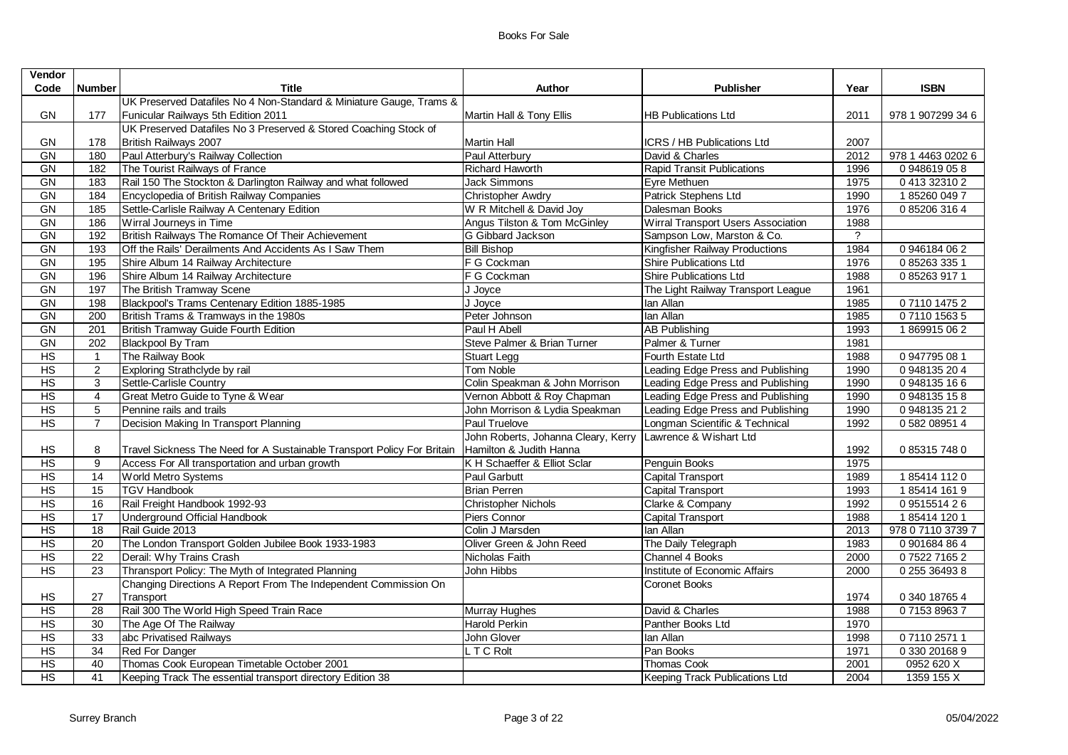| Vendor Code | Number | Title | Author | Publisher | Year | ISBN |
|---|---|---|---|---|---|---|
| GN | 177 | UK Preserved Datafiles No 4 Non-Standard & Miniature Gauge, Trams & Funicular Railways 5th Edition 2011 | Martin Hall & Tony Ellis | HB Publications Ltd | 2011 | 978 1 907299 34 6 |
| GN | 178 | UK Preserved Datafiles No 3 Preserved & Stored Coaching Stock of British Railways 2007 | Martin Hall | ICRS / HB Publications Ltd | 2007 | |
| GN | 180 | Paul Atterbury's Railway Collection | Paul Atterbury | David & Charles | 2012 | 978 1 4463 0202 6 |
| GN | 182 | The Tourist Railways of France | Richard Haworth | Rapid Transit Publications | 1996 | 0 948619 05 8 |
| GN | 183 | Rail 150 The Stockton & Darlington Railway and what followed | Jack Simmons | Eyre Methuen | 1975 | 0 413 32310 2 |
| GN | 184 | Encyclopedia of British Railway Companies | Christopher Awdry | Patrick Stephens Ltd | 1990 | 1 85260 049 7 |
| GN | 185 | Settle-Carlisle Railway A Centenary Edition | W R Mitchell & David Joy | Dalesman Books | 1976 | 0 85206 316 4 |
| GN | 186 | Wirral Journeys in Time | Angus Tilston & Tom McGinley | Wirral Transport Users Association | 1988 | |
| GN | 192 | British Railways The Romance Of Their Achievement | G Gibbard Jackson | Sampson Low, Marston & Co. | ? | |
| GN | 193 | Off the Rails' Derailments And Accidents As I Saw Them | Bill Bishop | Kingfisher Railway Productions | 1984 | 0 946184 06 2 |
| GN | 195 | Shire Album 14 Railway Architecture | F G Cockman | Shire Publications Ltd | 1976 | 0 85263 335 1 |
| GN | 196 | Shire Album 14 Railway Architecture | F G Cockman | Shire Publications Ltd | 1988 | 0 85263 917 1 |
| GN | 197 | The British Tramway Scene | J Joyce | The Light Railway Transport League | 1961 | |
| GN | 198 | Blackpool's Trams Centenary Edition 1885-1985 | J Joyce | Ian Allan | 1985 | 0 7110 1475 2 |
| GN | 200 | British Trams & Tramways in the 1980s | Peter Johnson | Ian Allan | 1985 | 0 7110 1563 5 |
| GN | 201 | British Tramway Guide Fourth Edition | Paul H Abell | AB Publishing | 1993 | 1 869915 06 2 |
| GN | 202 | Blackpool By Tram | Steve Palmer & Brian Turner | Palmer & Turner | 1981 | |
| HS | 1 | The Railway Book | Stuart Legg | Fourth Estate Ltd | 1988 | 0 947795 08 1 |
| HS | 2 | Exploring Strathclyde by rail | Tom Noble | Leading Edge Press and Publishing | 1990 | 0 948135 20 4 |
| HS | 3 | Settle-Carlisle Country | Colin Speakman & John Morrison | Leading Edge Press and Publishing | 1990 | 0 948135 16 6 |
| HS | 4 | Great Metro Guide to Tyne & Wear | Vernon Abbott & Roy Chapman | Leading Edge Press and Publishing | 1990 | 0 948135 15 8 |
| HS | 5 | Pennine rails and trails | John Morrison & Lydia Speakman | Leading Edge Press and Publishing | 1990 | 0 948135 21 2 |
| HS | 7 | Decision Making In Transport Planning | Paul Truelove | Longman Scientific & Technical | 1992 | 0 582 08951 4 |
| HS | 8 | Travel Sickness The Need for A Sustainable Transport Policy For Britain | John Roberts, Johanna Cleary, Kerry Hamilton & Judith Hanna | Lawrence & Wishart Ltd | 1992 | 0 85315 748 0 |
| HS | 9 | Access For All transportation and urban growth | K H Schaeffer & Elliot Sclar | Penguin Books | 1975 | |
| HS | 14 | World Metro Systems | Paul Garbutt | Capital Transport | 1989 | 1 85414 112 0 |
| HS | 15 | TGV Handbook | Brian Perren | Capital Transport | 1993 | 1 85414 161 9 |
| HS | 16 | Rail Freight Handbook 1992-93 | Christopher Nichols | Clarke & Company | 1992 | 0 9515514 2 6 |
| HS | 17 | Underground Official Handbook | Piers Connor | Capital Transport | 1988 | 1 85414 120 1 |
| HS | 18 | Rail Guide 2013 | Colin J Marsden | Ian Allan | 2013 | 978 0 7110 3739 7 |
| HS | 20 | The London Transport Golden Jubilee Book 1933-1983 | Oliver Green & John Reed | The Daily Telegraph | 1983 | 0 901684 86 4 |
| HS | 22 | Derail: Why Trains Crash | Nicholas Faith | Channel 4 Books | 2000 | 0 7522 7165 2 |
| HS | 23 | Thransport Policy: The Myth of Integrated Planning | John Hibbs | Institute of Economic Affairs | 2000 | 0 255 36493 8 |
| HS | 27 | Changing Directions A Report From The Independent Commission On Transport | | Coronet Books | 1974 | 0 340 18765 4 |
| HS | 28 | Rail 300 The World High Speed Train Race | Murray Hughes | David & Charles | 1988 | 0 7153 8963 7 |
| HS | 30 | The Age Of The Railway | Harold Perkin | Panther Books Ltd | 1970 | |
| HS | 33 | abc Privatised Railways | John Glover | Ian Allan | 1998 | 0 7110 2571 1 |
| HS | 34 | Red For Danger | L T C Rolt | Pan Books | 1971 | 0 330 20168 9 |
| HS | 40 | Thomas Cook European Timetable October 2001 | | Thomas Cook | 2001 | 0952 620 X |
| HS | 41 | Keeping Track The essential transport directory Edition 38 | | Keeping Track Publications Ltd | 2004 | 1359 155 X |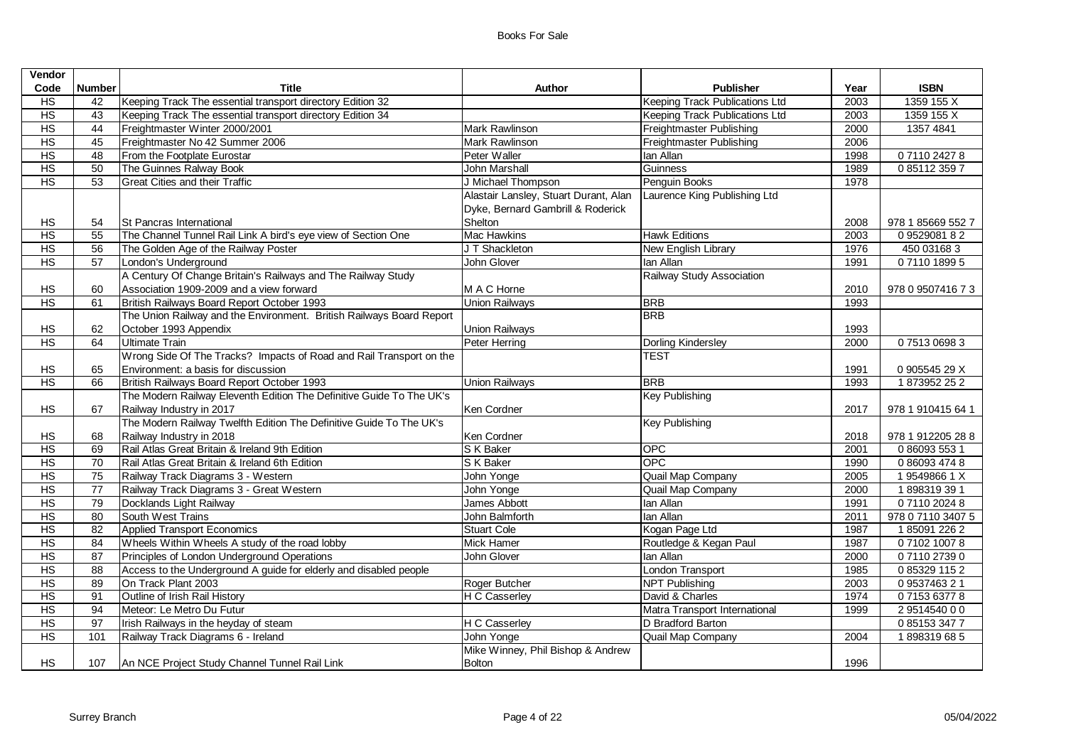| Vendor Code | Number | Title | Author | Publisher | Year | ISBN |
|---|---|---|---|---|---|---|
| HS | 42 | Keeping Track The essential transport directory Edition 32 | | Keeping Track Publications Ltd | 2003 | 1359 155 X |
| HS | 43 | Keeping Track The essential transport directory Edition 34 | | Keeping Track Publications Ltd | 2003 | 1359 155 X |
| HS | 44 | Freightmaster Winter 2000/2001 | Mark Rawlinson | Freightmaster Publishing | 2000 | 1357 4841 |
| HS | 45 | Freightmaster No 42 Summer 2006 | Mark Rawlinson | Freightmaster Publishing | 2006 | |
| HS | 48 | From the Footplate Eurostar | Peter Waller | Ian Allan | 1998 | 0 7110 2427 8 |
| HS | 50 | The Guinnes Ralway Book | John Marshall | Guinness | 1989 | 0 85112 359 7 |
| HS | 53 | Great Cities and their Traffic | J Michael Thompson | Penguin Books | 1978 | |
| HS | 54 | St Pancras International | Alastair Lansley, Stuart Durant, Alan Dyke, Bernard Gambrill & Roderick Shelton | Laurence King Publishing Ltd | 2008 | 978 1 85669 552 7 |
| HS | 55 | The Channel Tunnel Rail Link A bird's eye view of Section One | Mac Hawkins | Hawk Editions | 2003 | 0 9529081 8 2 |
| HS | 56 | The Golden Age of the Railway Poster | J T Shackleton | New English Library | 1976 | 450 03168 3 |
| HS | 57 | London's Underground | John Glover | Ian Allan | 1991 | 0 7110 1899 5 |
| HS | 60 | A Century Of Change Britain's Railways and The Railway Study Association 1909-2009 and a view forward | M A C Horne | Railway Study Association | 2010 | 978 0 9507416 7 3 |
| HS | 61 | British Railways Board Report October 1993 | Union Railways | BRB | 1993 | |
| HS | 62 | The Union Railway and the Environment. British Railways Board Report October 1993 Appendix | Union Railways | BRB | 1993 | |
| HS | 64 | Ultimate Train | Peter Herring | Dorling Kindersley | 2000 | 0 7513 0698 3 |
| HS | 65 | Wrong Side Of The Tracks? Impacts of Road and Rail Transport on the Environment: a basis for discussion | | TEST | 1991 | 0 905545 29 X |
| HS | 66 | British Railways Board Report October 1993 | Union Railways | BRB | 1993 | 1 873952 25 2 |
| HS | 67 | The Modern Railway Eleventh Edition The Definitive Guide To The UK's Railway Industry in 2017 | Ken Cordner | Key Publishing | 2017 | 978 1 910415 64 1 |
| HS | 68 | The Modern Railway Twelfth Edition The Definitive Guide To The UK's Railway Industry in 2018 | Ken Cordner | Key Publishing | 2018 | 978 1 912205 28 8 |
| HS | 69 | Rail Atlas Great Britain & Ireland 9th Edition | S K Baker | OPC | 2001 | 0 86093 553 1 |
| HS | 70 | Rail Atlas Great Britain & Ireland 6th Edition | S K Baker | OPC | 1990 | 0 86093 474 8 |
| HS | 75 | Railway Track Diagrams 3 - Western | John Yonge | Quail Map Company | 2005 | 1 9549866 1 X |
| HS | 77 | Railway Track Diagrams 3 - Great Western | John Yonge | Quail Map Company | 2000 | 1 898319 39 1 |
| HS | 79 | Docklands Light Railway | James Abbott | Ian Allan | 1991 | 0 7110 2024 8 |
| HS | 80 | South West Trains | John Balmforth | Ian Allan | 2011 | 978 0 7110 3407 5 |
| HS | 82 | Applied Transport Economics | Stuart Cole | Kogan Page Ltd | 1987 | 1 85091 226 2 |
| HS | 84 | Wheels Within Wheels A study of the road lobby | Mick Hamer | Routledge & Kegan Paul | 1987 | 0 7102 1007 8 |
| HS | 87 | Principles of London Underground Operations | John Glover | Ian Allan | 2000 | 0 7110 2739 0 |
| HS | 88 | Access to the Underground A guide for elderly and disabled people | | London Transport | 1985 | 0 85329 115 2 |
| HS | 89 | On Track Plant 2003 | Roger Butcher | NPT Publishing | 2003 | 0 9537463 2 1 |
| HS | 91 | Outline of Irish Rail History | H C Casserley | David & Charles | 1974 | 0 7153 6377 8 |
| HS | 94 | Meteor: Le Metro Du Futur | | Matra Transport International | 1999 | 2 9514540 0 0 |
| HS | 97 | Irish Railways in the heyday of steam | H C Casserley | D Bradford Barton | | 0 85153 347 7 |
| HS | 101 | Railway Track Diagrams 6 - Ireland | John Yonge | Quail Map Company | 2004 | 1 898319 68 5 |
| HS | 107 | An NCE Project Study Channel Tunnel Rail Link | Mike Winney, Phil Bishop & Andrew Bolton | | 1996 | |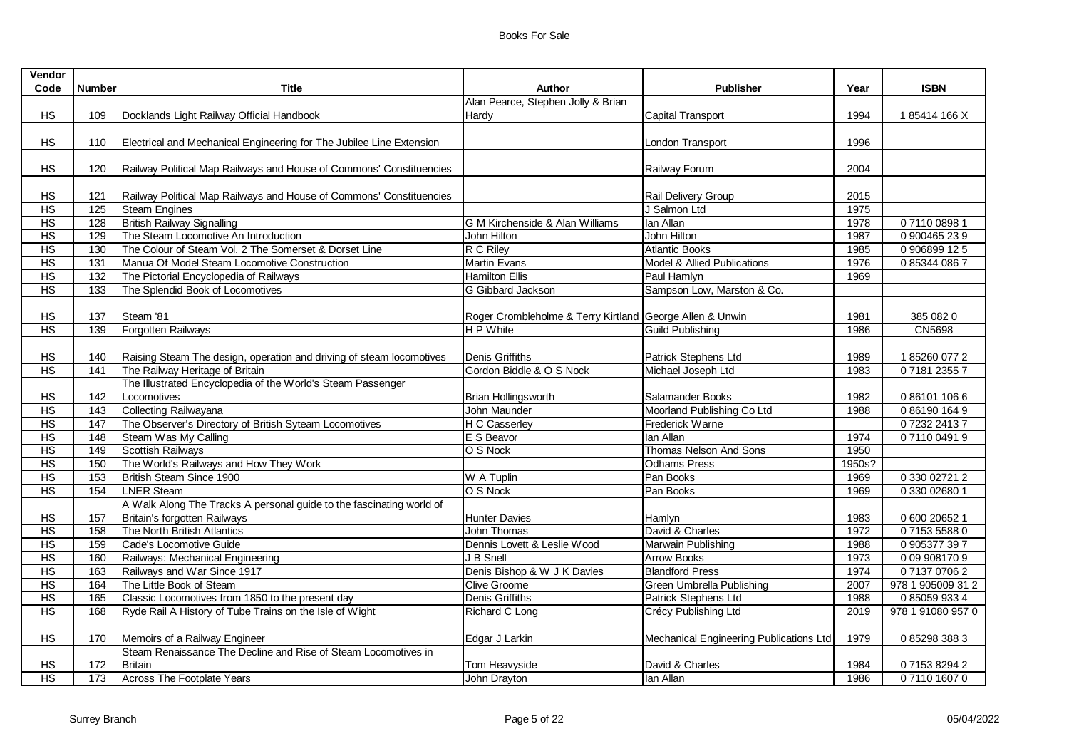| Vendor Code | Number | Title | Author | Publisher | Year | ISBN |
|---|---|---|---|---|---|---|
| HS | 109 | Docklands Light Railway Official Handbook | Alan Pearce, Stephen Jolly & Brian Hardy | Capital Transport | 1994 | 1 85414 166 X |
| HS | 110 | Electrical and Mechanical Engineering for The Jubilee Line Extension | | London Transport | 1996 | |
| HS | 120 | Railway Political Map Railways and House of Commons' Constituencies | | Railway Forum | 2004 | |
| HS | 121 | Railway Political Map Railways and House of Commons' Constituencies | | Rail Delivery Group | 2015 | |
| HS | 125 | Steam Engines | | J Salmon Ltd | 1975 | |
| HS | 128 | British Railway Signalling | G M Kirchenside & Alan Williams | Ian Allan | 1978 | 0 7110 0898 1 |
| HS | 129 | The Steam Locomotive An Introduction | John Hilton | John Hilton | 1987 | 0 900465 23 9 |
| HS | 130 | The Colour of Steam Vol. 2 The Somerset & Dorset Line | R C Riley | Atlantic Books | 1985 | 0 906899 12 5 |
| HS | 131 | Manua Of Model Steam Locomotive Construction | Martin Evans | Model & Allied Publications | 1976 | 0 85344 086 7 |
| HS | 132 | The Pictorial Encyclopedia of Railways | Hamilton Ellis | Paul Hamlyn | 1969 | |
| HS | 133 | The Splendid Book of Locomotives | G Gibbard Jackson | Sampson Low, Marston & Co. | | |
| HS | 137 | Steam '81 | Roger Crombleholme & Terry Kirtland | George Allen & Unwin | 1981 | 385 082 0 |
| HS | 139 | Forgotten Railways | H P White | Guild Publishing | 1986 | CN5698 |
| HS | 140 | Raising Steam The design, operation and driving of steam locomotives | Denis Griffiths | Patrick Stephens Ltd | 1989 | 1 85260 077 2 |
| HS | 141 | The Railway Heritage of Britain | Gordon Biddle & O S Nock | Michael Joseph Ltd | 1983 | 0 7181 2355 7 |
| HS | 142 | The Illustrated Encyclopedia of the World's Steam Passenger Locomotives | Brian Hollingsworth | Salamander Books | 1982 | 0 86101 106 6 |
| HS | 143 | Collecting Railwayana | John Maunder | Moorland Publishing Co Ltd | 1988 | 0 86190 164 9 |
| HS | 147 | The Observer's Directory of British Syteam Locomotives | H C Casserley | Frederick Warne | | 0 7232 2413 7 |
| HS | 148 | Steam Was My Calling | E S Beavor | Ian Allan | 1974 | 0 7110 0491 9 |
| HS | 149 | Scottish Railways | O S Nock | Thomas Nelson And Sons | 1950 | |
| HS | 150 | The World's Railways and How They Work | | Odhams Press | 1950s? | |
| HS | 153 | British Steam Since 1900 | W A Tuplin | Pan Books | 1969 | 0 330 02721 2 |
| HS | 154 | LNER Steam | O S Nock | Pan Books | 1969 | 0 330 02680 1 |
| HS | 157 | A Walk Along The Tracks A personal guide to the fascinating world of Britain's forgotten Railways | Hunter Davies | Hamlyn | 1983 | 0 600 20652 1 |
| HS | 158 | The North British Atlantics | John Thomas | David & Charles | 1972 | 0 7153 5588 0 |
| HS | 159 | Cade's Locomotive Guide | Dennis Lovett & Leslie Wood | Marwain Publishing | 1988 | 0 905377 39 7 |
| HS | 160 | Railways: Mechanical Engineering | J B Snell | Arrow Books | 1973 | 0 09 908170 9 |
| HS | 163 | Railways and War Since 1917 | Denis Bishop & W J K Davies | Blandford Press | 1974 | 0 7137 0706 2 |
| HS | 164 | The Little Book of Steam | Clive Groome | Green Umbrella Publishing | 2007 | 978 1 905009 31 2 |
| HS | 165 | Classic Locomotives from 1850 to the present day | Denis Griffiths | Patrick Stephens Ltd | 1988 | 0 85059 933 4 |
| HS | 168 | Ryde Rail A History of Tube Trains on the Isle of Wight | Richard C Long | Crécy Publishing Ltd | 2019 | 978 1 91080 957 0 |
| HS | 170 | Memoirs of a Railway Engineer | Edgar J Larkin | Mechanical Engineering Publications Ltd | 1979 | 0 85298 388 3 |
| HS | 172 | Steam Renaissance The Decline and Rise of Steam Locomotives in Britain | Tom Heavyside | David & Charles | 1984 | 0 7153 8294 2 |
| HS | 173 | Across The Footplate Years | John Drayton | Ian Allan | 1986 | 0 7110 1607 0 |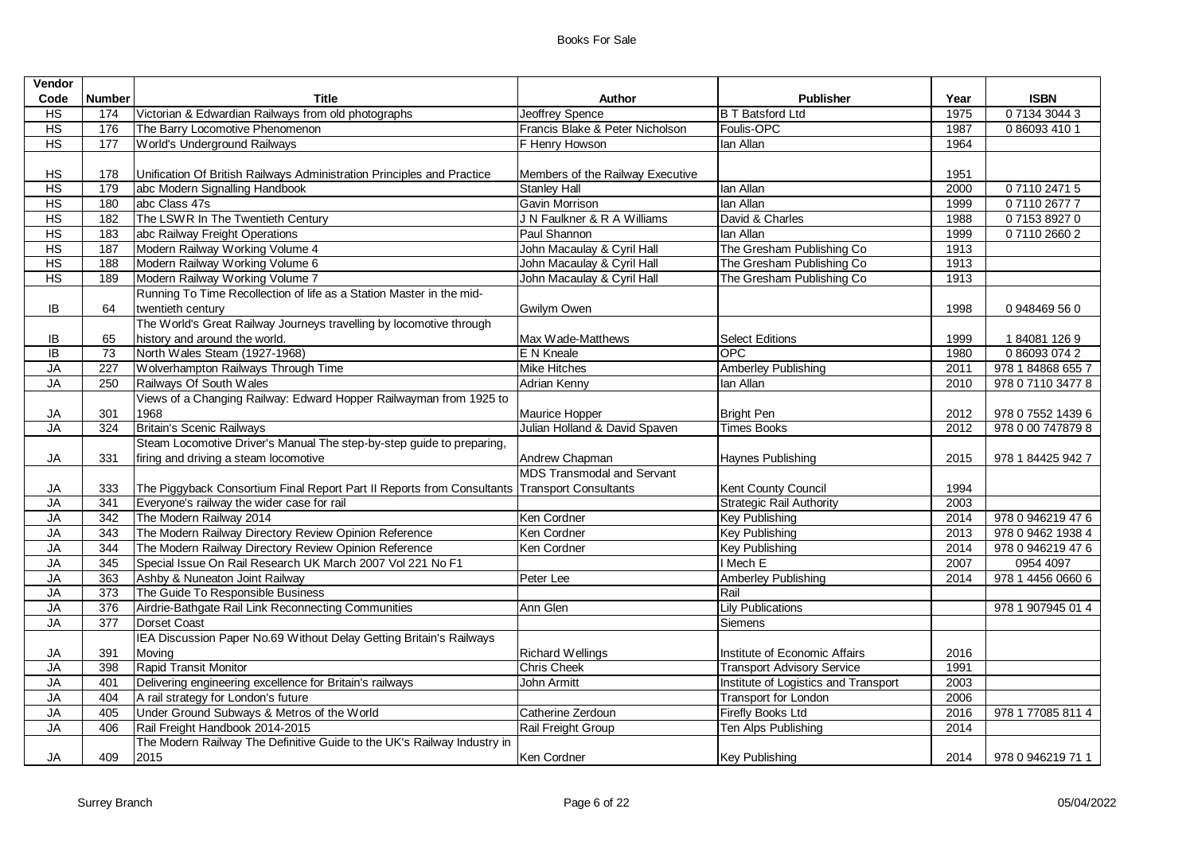# Books For Sale

| Vendor Code | Number | Title | Author | Publisher | Year | ISBN |
|---|---|---|---|---|---|---|
| HS | 174 | Victorian & Edwardian Railways from old photographs | Jeoffrey Spence | B T Batsford Ltd | 1975 | 0 7134 3044 3 |
| HS | 176 | The Barry Locomotive Phenomenon | Francis Blake & Peter Nicholson | Foulis-OPC | 1987 | 0 86093 410 1 |
| HS | 177 | World's Underground Railways | F Henry Howson | Ian Allan | 1964 | |
| HS | 178 | Unification Of British Railways Administration Principles and Practice | Members of the Railway Executive | | 1951 | |
| HS | 179 | abc Modern Signalling Handbook | Stanley Hall | Ian Allan | 2000 | 0 7110 2471 5 |
| HS | 180 | abc Class 47s | Gavin Morrison | Ian Allan | 1999 | 0 7110 2677 7 |
| HS | 182 | The LSWR In The Twentieth Century | J N Faulkner & R A Williams | David & Charles | 1988 | 0 7153 8927 0 |
| HS | 183 | abc Railway Freight Operations | Paul Shannon | Ian Allan | 1999 | 0 7110 2660 2 |
| HS | 187 | Modern Railway Working Volume 4 | John Macaulay & Cyril Hall | The Gresham Publishing Co | 1913 | |
| HS | 188 | Modern Railway Working Volume 6 | John Macaulay & Cyril Hall | The Gresham Publishing Co | 1913 | |
| HS | 189 | Modern Railway Working Volume 7 | John Macaulay & Cyril Hall | The Gresham Publishing Co | 1913 | |
| IB | 64 | Running To Time Recollection of life as a Station Master in the mid-twentieth century | Gwilym Owen | | 1998 | 0 948469 56 0 |
| IB | 65 | The World's Great Railway Journeys travelling by locomotive through history and around the world. | Max Wade-Matthews | Select Editions | 1999 | 1 84081 126 9 |
| IB | 73 | North Wales Steam (1927-1968) | E N Kneale | OPC | 1980 | 0 86093 074 2 |
| JA | 227 | Wolverhampton Railways Through Time | Mike Hitches | Amberley Publishing | 2011 | 978 1 84868 655 7 |
| JA | 250 | Railways Of South Wales | Adrian Kenny | Ian Allan | 2010 | 978 0 7110 3477 8 |
| JA | 301 | Views of a Changing Railway: Edward Hopper Railwayman from 1925 to 1968 | Maurice Hopper | Bright Pen | 2012 | 978 0 7552 1439 6 |
| JA | 324 | Britain's Scenic Railways | Julian Holland & David Spaven | Times Books | 2012 | 978 0 00 747879 8 |
| JA | 331 | Steam Locomotive Driver's Manual The step-by-step guide to preparing, firing and driving a steam locomotive | Andrew Chapman | Haynes Publishing | 2015 | 978 1 84425 942 7 |
| JA | 333 | The Piggyback Consortium Final Report Part II Reports from Consultants | MDS Transmodal and Servant Transport Consultants | Kent County Council | 1994 | |
| JA | 341 | Everyone's railway the wider case for rail | | Strategic Rail Authority | 2003 | |
| JA | 342 | The Modern Railway 2014 | Ken Cordner | Key Publishing | 2014 | 978 0 946219 47 6 |
| JA | 343 | The Modern Railway Directory Review Opinion Reference | Ken Cordner | Key Publishing | 2013 | 978 0 9462 1938 4 |
| JA | 344 | The Modern Railway Directory Review Opinion Reference | Ken Cordner | Key Publishing | 2014 | 978 0 946219 47 6 |
| JA | 345 | Special Issue On Rail Research UK March 2007 Vol 221 No F1 | | I Mech E | 2007 | 0954 4097 |
| JA | 363 | Ashby & Nuneaton Joint Railway | Peter Lee | Amberley Publishing | 2014 | 978 1 4456 0660 6 |
| JA | 373 | The Guide To Responsible Business | | Rail | | |
| JA | 376 | Airdrie-Bathgate Rail Link Reconnecting Communities | Ann Glen | Lily Publications | | 978 1 907945 01 4 |
| JA | 377 | Dorset Coast | | Siemens | | |
| JA | 391 | IEA Discussion Paper No.69 Without Delay Getting Britain's Railways Moving | Richard Wellings | Institute of Economic Affairs | 2016 | |
| JA | 398 | Rapid Transit Monitor | Chris Cheek | Transport Advisory Service | 1991 | |
| JA | 401 | Delivering engineering excellence for Britain's railways | John Armitt | Institute of Logistics and Transport | 2003 | |
| JA | 404 | A rail strategy for London's future | | Transport for London | 2006 | |
| JA | 405 | Under Ground Subways & Metros of the World | Catherine Zerdoun | Firefly Books Ltd | 2016 | 978 1 77085 811 4 |
| JA | 406 | Rail Freight Handbook 2014-2015 | Rail Freight Group | Ten Alps Publishing | 2014 | |
| JA | 409 | The Modern Railway The Definitive Guide to the UK's Railway Industry in 2015 | Ken Cordner | Key Publishing | 2014 | 978 0 946219 71 1 |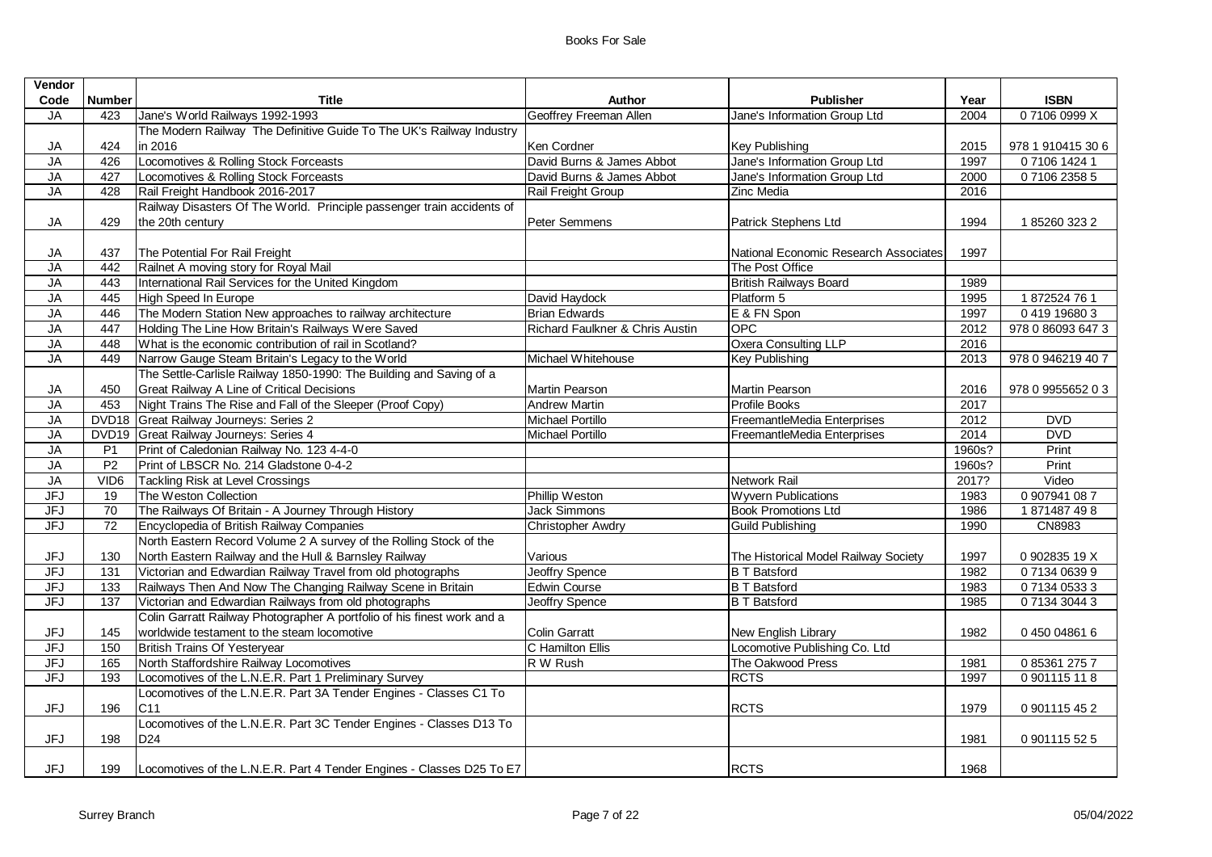| Vendor Code | Number | Title | Author | Publisher | Year | ISBN |
|---|---|---|---|---|---|---|
| JA | 423 | Jane's World Railways 1992-1993 | Geoffrey Freeman Allen | Jane's Information Group Ltd | 2004 | 0 7106 0999 X |
| JA | 424 | The Modern Railway The Definitive Guide To The UK's Railway Industry in 2016 | Ken Cordner | Key Publishing | 2015 | 978 1 910415 30 6 |
| JA | 426 | Locomotives & Rolling Stock Forceasts | David Burns & James Abbot | Jane's Information Group Ltd | 1997 | 0 7106 1424 1 |
| JA | 427 | Locomotives & Rolling Stock Forceasts | David Burns & James Abbot | Jane's Information Group Ltd | 2000 | 0 7106 2358 5 |
| JA | 428 | Rail Freight Handbook 2016-2017 | Rail Freight Group | Zinc Media | 2016 | |
| JA | 429 | Railway Disasters Of The World. Principle passenger train accidents of the 20th century | Peter Semmens | Patrick Stephens Ltd | 1994 | 1 85260 323 2 |
| JA | 437 | The Potential For Rail Freight | | National Economic Research Associates | 1997 | |
| JA | 442 | Railnet A moving story for Royal Mail | | The Post Office | | |
| JA | 443 | International Rail Services for the United Kingdom | | British Railways Board | 1989 | |
| JA | 445 | High Speed In Europe | David Haydock | Platform 5 | 1995 | 1 872524 76 1 |
| JA | 446 | The Modern Station New approaches to railway architecture | Brian Edwards | E & FN Spon | 1997 | 0 419 19680 3 |
| JA | 447 | Holding The Line How Britain's Railways Were Saved | Richard Faulkner & Chris Austin | OPC | 2012 | 978 0 86093 647 3 |
| JA | 448 | What is the economic contribution of rail in Scotland? | | Oxera Consulting LLP | 2016 | |
| JA | 449 | Narrow Gauge Steam Britain's Legacy to the World | Michael Whitehouse | Key Publishing | 2013 | 978 0 946219 40 7 |
| JA | 450 | The Settle-Carlisle Railway 1850-1990: The Building and Saving of a Great Railway A Line of Critical Decisions | Martin Pearson | Martin Pearson | 2016 | 978 0 9955652 0 3 |
| JA | 453 | Night Trains The Rise and Fall of the Sleeper (Proof Copy) | Andrew Martin | Profile Books | 2017 | |
| JA | DVD18 | Great Railway Journeys: Series 2 | Michael Portillo | FreemantleMedia Enterprises | 2012 | DVD |
| JA | DVD19 | Great Railway Journeys: Series 4 | Michael Portillo | FreemantleMedia Enterprises | 2014 | DVD |
| JA | P1 | Print of Caledonian Railway No. 123 4-4-0 | | | 1960s? | Print |
| JA | P2 | Print of LBSCR No. 214 Gladstone 0-4-2 | | | 1960s? | Print |
| JA | VID6 | Tackling Risk at Level Crossings | | Network Rail | 2017? | Video |
| JFJ | 19 | The Weston Collection | Phillip Weston | Wyvern Publications | 1983 | 0 907941 08 7 |
| JFJ | 70 | The Railways Of Britain - A Journey Through History | Jack Simmons | Book Promotions Ltd | 1986 | 1 871487 49 8 |
| JFJ | 72 | Encyclopedia of British Railway Companies | Christopher Awdry | Guild Publishing | 1990 | CN8983 |
| JFJ | 130 | North Eastern Record Volume 2 A survey of the Rolling Stock of the North Eastern Railway and the Hull & Barnsley Railway | Various | The Historical Model Railway Society | 1997 | 0 902835 19 X |
| JFJ | 131 | Victorian and Edwardian Railway Travel from old photographs | Jeoffry Spence | B T Batsford | 1982 | 0 7134 0639 9 |
| JFJ | 133 | Railways Then And Now The Changing Railway Scene in Britain | Edwin Course | B T Batsford | 1983 | 0 7134 0533 3 |
| JFJ | 137 | Victorian and Edwardian Railways from old photographs | Jeoffry Spence | B T Batsford | 1985 | 0 7134 3044 3 |
| JFJ | 145 | Colin Garratt Railway Photographer A portfolio of his finest work and a worldwide testament to the steam locomotive | Colin Garratt | New English Library | 1982 | 0 450 04861 6 |
| JFJ | 150 | British Trains Of Yesteryear | C Hamilton Ellis | Locomotive Publishing Co. Ltd | | |
| JFJ | 165 | North Staffordshire Railway Locomotives | R W Rush | The Oakwood Press | 1981 | 0 85361 275 7 |
| JFJ | 193 | Locomotives of the L.N.E.R. Part 1 Preliminary Survey | | RCTS | 1997 | 0 901115 11 8 |
| JFJ | 196 | Locomotives of the L.N.E.R. Part 3A Tender Engines - Classes C1 To C11 | | RCTS | 1979 | 0 901115 45 2 |
| JFJ | 198 | Locomotives of the L.N.E.R. Part 3C Tender Engines - Classes D13 To D24 | | | 1981 | 0 901115 52 5 |
| JFJ | 199 | Locomotives of the L.N.E.R. Part 4 Tender Engines - Classes D25 To E7 | | RCTS | 1968 | |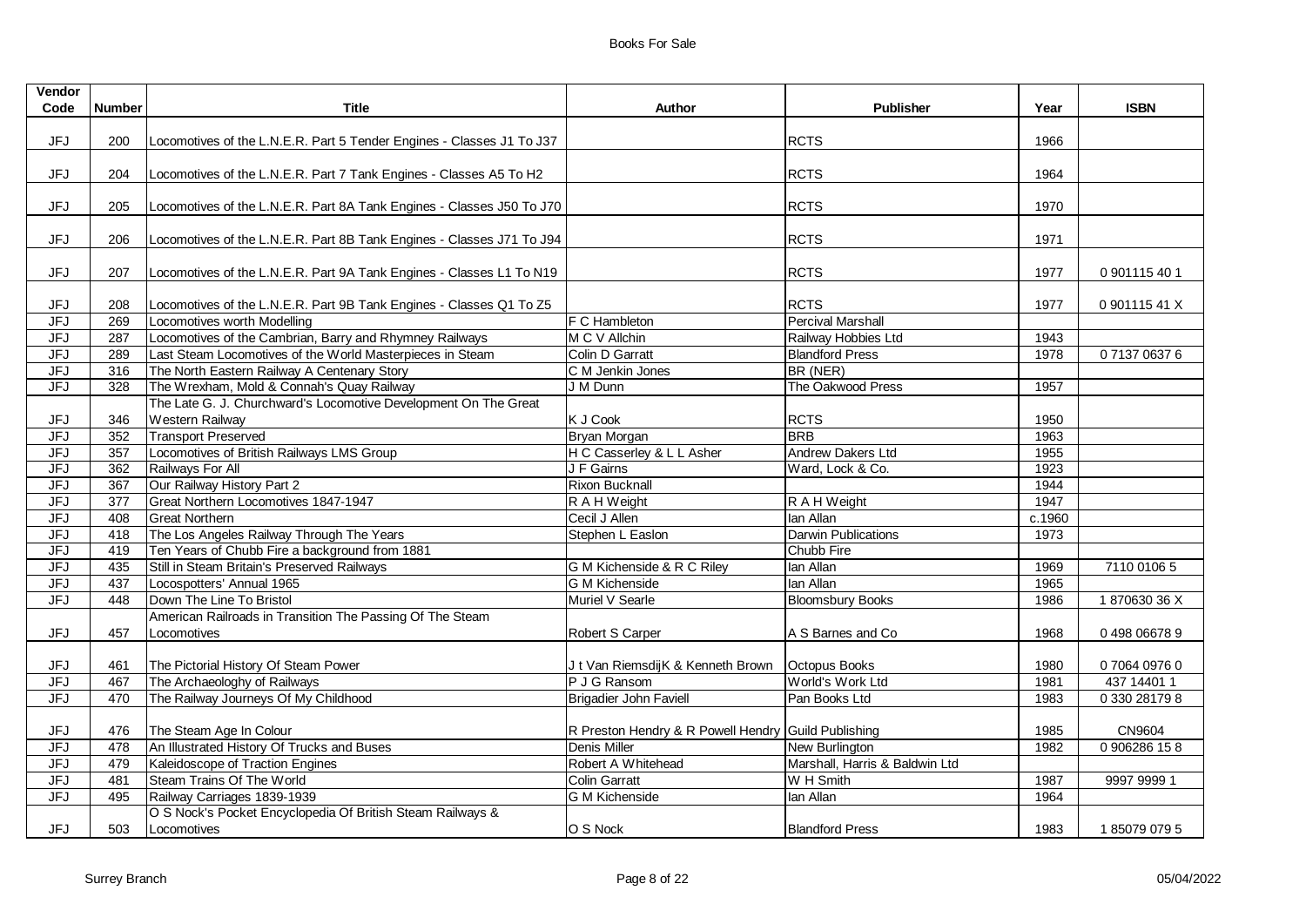| Vendor Code | Number | Title | Author | Publisher | Year | ISBN |
|---|---|---|---|---|---|---|
| JFJ | 200 | Locomotives of the L.N.E.R. Part 5 Tender Engines - Classes J1 To J37 | | RCTS | 1966 | |
| JFJ | 204 | Locomotives of the L.N.E.R. Part 7 Tank Engines - Classes A5 To H2 | | RCTS | 1964 | |
| JFJ | 205 | Locomotives of the L.N.E.R. Part 8A Tank Engines - Classes J50 To J70 | | RCTS | 1970 | |
| JFJ | 206 | Locomotives of the L.N.E.R. Part 8B Tank Engines - Classes J71 To J94 | | RCTS | 1971 | |
| JFJ | 207 | Locomotives of the L.N.E.R. Part 9A Tank Engines - Classes L1 To N19 | | RCTS | 1977 | 0 901115 40 1 |
| JFJ | 208 | Locomotives of the L.N.E.R. Part 9B Tank Engines - Classes Q1 To Z5 | | RCTS | 1977 | 0 901115 41 X |
| JFJ | 269 | Locomotives worth Modelling | F C Hambleton | Percival Marshall | | |
| JFJ | 287 | Locomotives of the Cambrian, Barry and Rhymney Railways | M C V Allchin | Railway Hobbies Ltd | 1943 | |
| JFJ | 289 | Last Steam Locomotives of the World Masterpieces in Steam | Colin D Garratt | Blandford Press | 1978 | 0 7137 0637 6 |
| JFJ | 316 | The North Eastern Railway A Centenary Story | C M Jenkin Jones | BR (NER) | | |
| JFJ | 328 | The Wrexham, Mold & Connah's Quay Railway | J M Dunn | The Oakwood Press | 1957 | |
| JFJ | 346 | The Late G. J. Churchward's Locomotive Development On The Great Western Railway | K J Cook | RCTS | 1950 | |
| JFJ | 352 | Transport Preserved | Bryan Morgan | BRB | 1963 | |
| JFJ | 357 | Locomotives of British Railways LMS Group | H C Casserley & L L Asher | Andrew Dakers Ltd | 1955 | |
| JFJ | 362 | Railways For All | J F Gairns | Ward, Lock & Co. | 1923 | |
| JFJ | 367 | Our Railway History Part 2 | Rixon Bucknall | | 1944 | |
| JFJ | 377 | Great Northern Locomotives 1847-1947 | R A H Weight | R A H Weight | 1947 | |
| JFJ | 408 | Great Northern | Cecil J Allen | Ian Allan | c.1960 | |
| JFJ | 418 | The Los Angeles Railway Through The Years | Stephen L Easlon | Darwin Publications | 1973 | |
| JFJ | 419 | Ten Years of Chubb Fire a background from 1881 | | Chubb Fire | | |
| JFJ | 435 | Still in Steam Britain's Preserved Railways | G M Kichenside & R C Riley | Ian Allan | 1969 | 7110 0106 5 |
| JFJ | 437 | Locospotters' Annual 1965 | G M Kichenside | Ian Allan | 1965 | |
| JFJ | 448 | Down The Line To Bristol | Muriel V Searle | Bloomsbury Books | 1986 | 1 870630 36 X |
| JFJ | 457 | American Railroads in Transition The Passing Of The Steam Locomotives | Robert S Carper | A S Barnes and Co | 1968 | 0 498 06678 9 |
| JFJ | 461 | The Pictorial History Of Steam Power | J t Van RiemsdijK & Kenneth Brown | Octopus Books | 1980 | 0 7064 0976 0 |
| JFJ | 467 | The Archaeologhy of Railways | P J G Ransom | World's Work Ltd | 1981 | 437 14401 1 |
| JFJ | 470 | The Railway Journeys Of My Childhood | Brigadier John Faviell | Pan Books Ltd | 1983 | 0 330 28179 8 |
| JFJ | 476 | The Steam Age In Colour | R Preston Hendry & R Powell Hendry | Guild Publishing | 1985 | CN9604 |
| JFJ | 478 | An Illustrated History Of Trucks and Buses | Denis Miller | New Burlington | 1982 | 0 906286 15 8 |
| JFJ | 479 | Kaleidoscope of Traction Engines | Robert A Whitehead | Marshall, Harris & Baldwin Ltd | | |
| JFJ | 481 | Steam Trains Of The World | Colin Garratt | W H Smith | 1987 | 9997 9999 1 |
| JFJ | 495 | Railway Carriages 1839-1939 | G M Kichenside | Ian Allan | 1964 | |
| JFJ | 503 | O S Nock's Pocket Encyclopedia Of British Steam Railways & Locomotives | O S Nock | Blandford Press | 1983 | 1 85079 079 5 |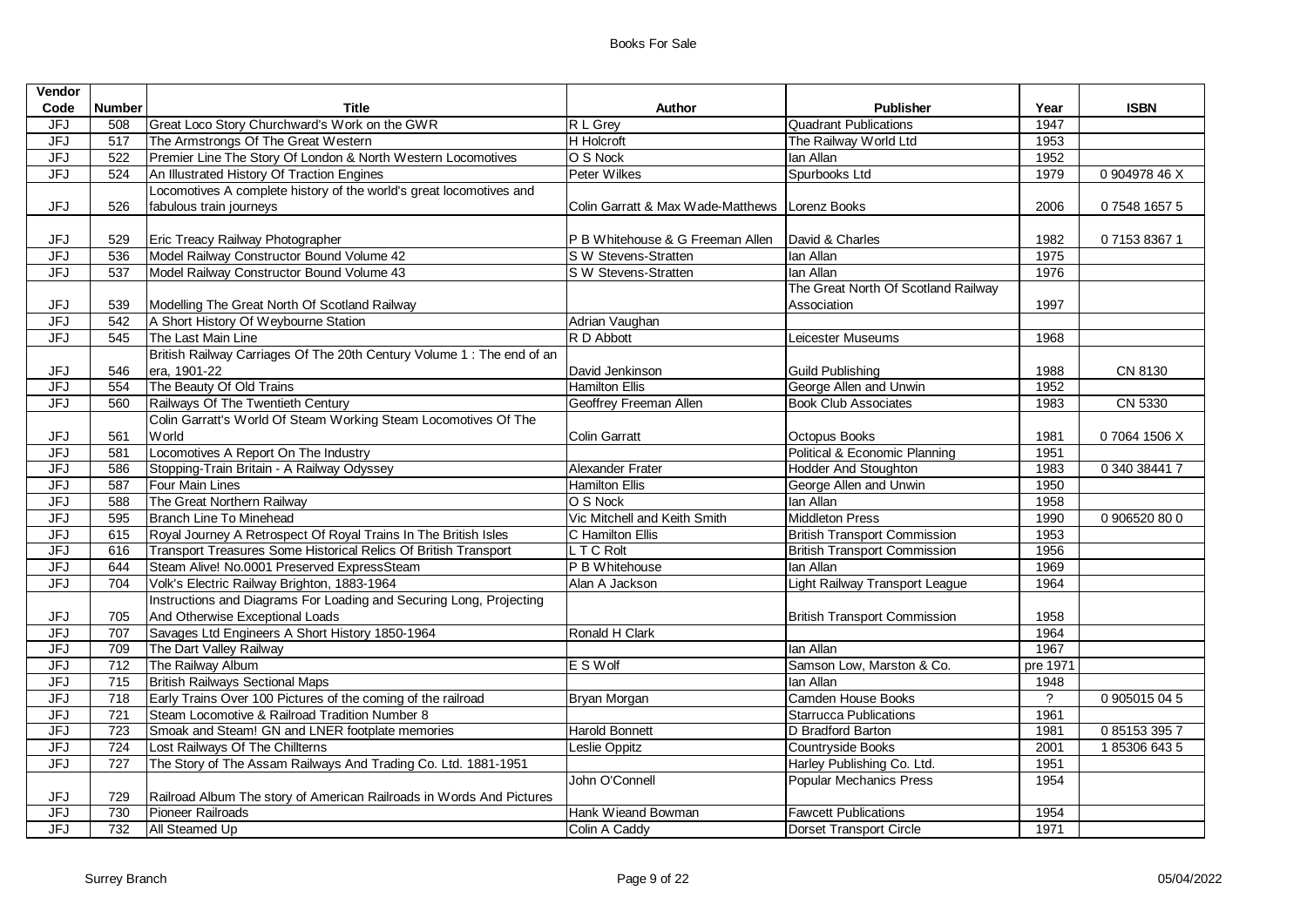| Vendor Code | Number | Title | Author | Publisher | Year | ISBN |
|---|---|---|---|---|---|---|
| JFJ | 508 | Great Loco Story Churchward's Work on the GWR | R L Grey | Quadrant Publications | 1947 | |
| JFJ | 517 | The Armstrongs Of The Great Western | H Holcroft | The Railway World Ltd | 1953 | |
| JFJ | 522 | Premier Line The Story Of London & North Western Locomotives | O S Nock | Ian Allan | 1952 | |
| JFJ | 524 | An Illustrated History Of Traction Engines | Peter Wilkes | Spurbooks Ltd | 1979 | 0 904978 46 X |
| JFJ | 526 | Locomotives A complete history of the world's great locomotives and fabulous train journeys | Colin Garratt & Max Wade-Matthews | Lorenz Books | 2006 | 0 7548 1657 5 |
| JFJ | 529 | Eric Treacy Railway Photographer | P B Whitehouse & G Freeman Allen | David & Charles | 1982 | 0 7153 8367 1 |
| JFJ | 536 | Model Railway Constructor Bound Volume 42 | S W Stevens-Stratten | Ian Allan | 1975 | |
| JFJ | 537 | Model Railway Constructor Bound Volume 43 | S W Stevens-Stratten | Ian Allan | 1976 | |
| JFJ | 539 | Modelling The Great North Of Scotland Railway | | The Great North Of Scotland Railway Association | 1997 | |
| JFJ | 542 | A Short History Of Weybourne Station | Adrian Vaughan | | | |
| JFJ | 545 | The Last Main Line | R D Abbott | Leicester Museums | 1968 | |
| JFJ | 546 | British Railway Carriages Of The 20th Century Volume 1 : The end of an era, 1901-22 | David Jenkinson | Guild Publishing | 1988 | CN 8130 |
| JFJ | 554 | The Beauty Of Old Trains | Hamilton Ellis | George Allen and Unwin | 1952 | |
| JFJ | 560 | Railways Of The Twentieth Century | Geoffrey Freeman Allen | Book Club Associates | 1983 | CN 5330 |
| JFJ | 561 | Colin Garratt's World Of Steam Working Steam Locomotives Of The World | Colin Garratt | Octopus Books | 1981 | 0 7064 1506 X |
| JFJ | 581 | Locomotives A Report On The Industry | | Political & Economic Planning | 1951 | |
| JFJ | 586 | Stopping-Train Britain - A Railway Odyssey | Alexander Frater | Hodder And Stoughton | 1983 | 0 340 38441 7 |
| JFJ | 587 | Four Main Lines | Hamilton Ellis | George Allen and Unwin | 1950 | |
| JFJ | 588 | The Great Northern Railway | O S Nock | Ian Allan | 1958 | |
| JFJ | 595 | Branch Line To Minehead | Vic Mitchell and Keith Smith | Middleton Press | 1990 | 0 906520 80 0 |
| JFJ | 615 | Royal Journey A Retrospect Of Royal Trains In The British Isles | C Hamilton Ellis | British Transport Commission | 1953 | |
| JFJ | 616 | Transport Treasures Some Historical Relics Of British Transport | L T C Rolt | British Transport Commission | 1956 | |
| JFJ | 644 | Steam Alive! No.0001 Preserved ExpressSteam | P B Whitehouse | Ian Allan | 1969 | |
| JFJ | 704 | Volk's Electric Railway Brighton, 1883-1964 | Alan A Jackson | Light Railway Transport League | 1964 | |
| JFJ | 705 | Instructions and Diagrams For Loading and Securing Long, Projecting And Otherwise Exceptional Loads | | British Transport Commission | 1958 | |
| JFJ | 707 | Savages Ltd Engineers A Short History 1850-1964 | Ronald H Clark | | 1964 | |
| JFJ | 709 | The Dart Valley Railway | | Ian Allan | 1967 | |
| JFJ | 712 | The Railway Album | E S Wolf | Samson Low, Marston & Co. | pre 1971 | |
| JFJ | 715 | British Railways Sectional Maps | | Ian Allan | 1948 | |
| JFJ | 718 | Early Trains Over 100 Pictures of the coming of the railroad | Bryan Morgan | Camden House Books | ? | 0 905015 04 5 |
| JFJ | 721 | Steam Locomotive & Railroad Tradition Number 8 | | Starrucca Publications | 1961 | |
| JFJ | 723 | Smoak and Steam! GN and LNER footplate memories | Harold Bonnett | D Bradford Barton | 1981 | 0 85153 395 7 |
| JFJ | 724 | Lost Railways Of The Chillterns | Leslie Oppitz | Countryside Books | 2001 | 1 85306 643 5 |
| JFJ | 727 | The Story of The Assam Railways And Trading Co. Ltd. 1881-1951 | | Harley Publishing Co. Ltd. | 1951 | |
| JFJ | 729 | Railroad Album The story of American Railroads in Words And Pictures | John O'Connell | Popular Mechanics Press | 1954 | |
| JFJ | 730 | Pioneer Railroads | Hank Wieand Bowman | Fawcett Publications | 1954 | |
| JFJ | 732 | All Steamed Up | Colin A Caddy | Dorset Transport Circle | 1971 | |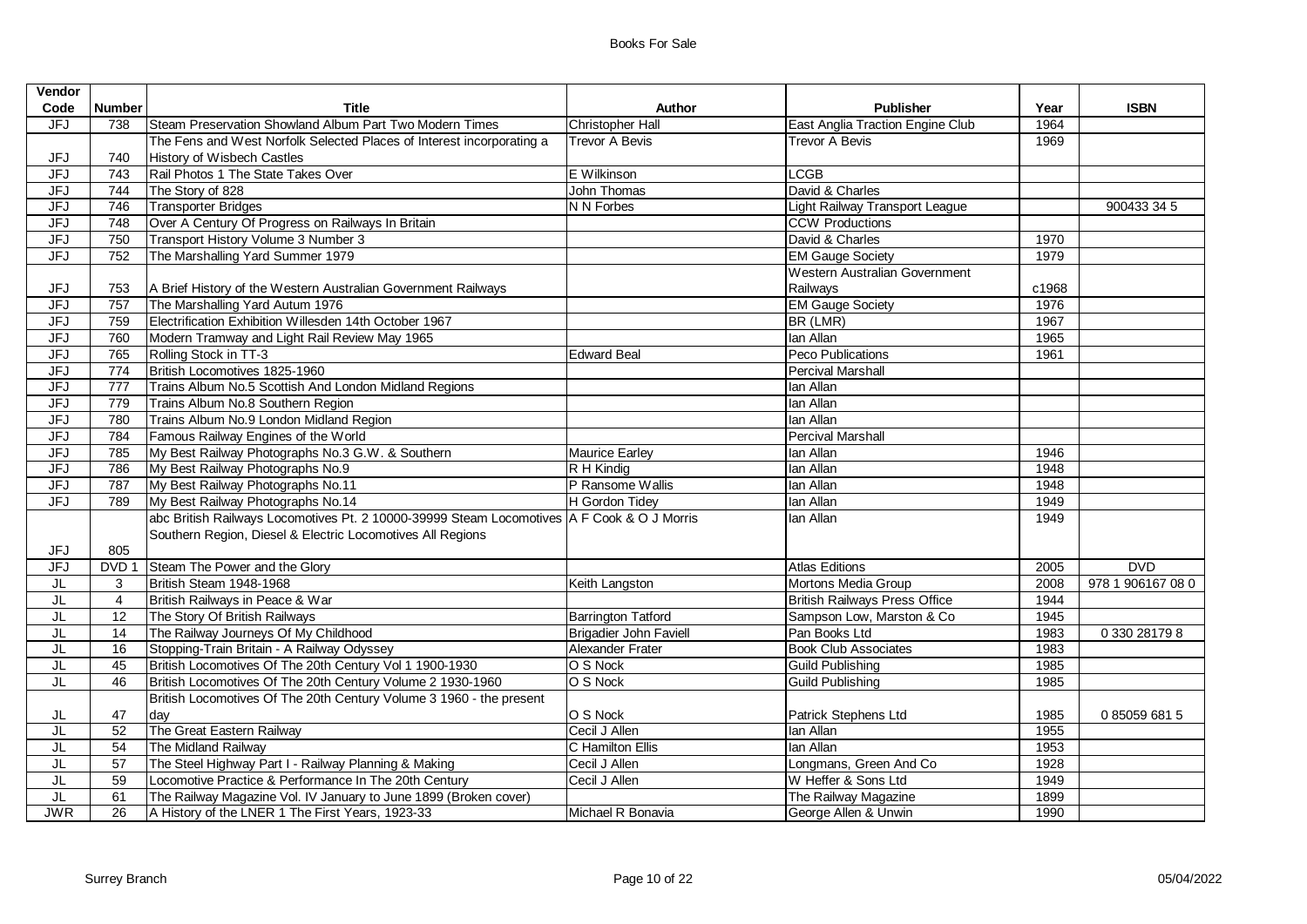| Vendor Code | Number | Title | Author | Publisher | Year | ISBN |
|---|---|---|---|---|---|---|
| JFJ | 738 | Steam Preservation Showland Album Part Two Modern Times | Christopher Hall | East Anglia Traction Engine Club | 1964 | |
| JFJ | 740 | The Fens and West Norfolk Selected Places of Interest incorporating a History of Wisbech Castles | Trevor A Bevis | Trevor A Bevis | 1969 | |
| JFJ | 743 | Rail Photos 1 The State Takes Over | E Wilkinson | LCGB | | |
| JFJ | 744 | The Story of 828 | John Thomas | David & Charles | | |
| JFJ | 746 | Transporter Bridges | N N Forbes | Light Railway Transport League | | 900433 34 5 |
| JFJ | 748 | Over A Century Of Progress on Railways In Britain | | CCW Productions | | |
| JFJ | 750 | Transport History Volume 3 Number 3 | | David & Charles | 1970 | |
| JFJ | 752 | The Marshalling Yard Summer 1979 | | EM Gauge Society | 1979 | |
| JFJ | 753 | A Brief History of the Western Australian Government Railways | | Western Australian Government Railways | c1968 | |
| JFJ | 757 | The Marshalling Yard Autum 1976 | | EM Gauge Society | 1976 | |
| JFJ | 759 | Electrification Exhibition Willesden 14th October 1967 | | BR (LMR) | 1967 | |
| JFJ | 760 | Modern Tramway and Light Rail Review May 1965 | | Ian Allan | 1965 | |
| JFJ | 765 | Rolling Stock in TT-3 | Edward Beal | Peco Publications | 1961 | |
| JFJ | 774 | British Locomotives 1825-1960 | | Percival Marshall | | |
| JFJ | 777 | Trains Album No.5 Scottish And London Midland Regions | | Ian Allan | | |
| JFJ | 779 | Trains Album No.8 Southern Region | | Ian Allan | | |
| JFJ | 780 | Trains Album No.9 London Midland Region | | Ian Allan | | |
| JFJ | 784 | Famous Railway Engines of the World | | Percival Marshall | | |
| JFJ | 785 | My Best Railway Photographs No.3 G.W. & Southern | Maurice Earley | Ian Allan | 1946 | |
| JFJ | 786 | My Best Railway Photographs No.9 | R H Kindig | Ian Allan | 1948 | |
| JFJ | 787 | My Best Railway Photographs No.11 | P Ransome Wallis | Ian Allan | 1948 | |
| JFJ | 789 | My Best Railway Photographs No.14 | H Gordon Tidey | Ian Allan | 1949 | |
| JFJ | 805 | abc British Railways Locomotives Pt. 2 10000-39999 Steam Locomotives Southern Region, Diesel & Electric Locomotives All Regions | A F Cook & O J Morris | Ian Allan | 1949 | |
| JFJ | DVD 1 | Steam The Power and the Glory | | Atlas Editions | 2005 | DVD |
| JL | 3 | British Steam 1948-1968 | Keith Langston | Mortons Media Group | 2008 | 978 1 906167 08 0 |
| JL | 4 | British Railways in Peace & War | | British Railways Press Office | 1944 | |
| JL | 12 | The Story Of British Railways | Barrington Tatford | Sampson Low, Marston & Co | 1945 | |
| JL | 14 | The Railway Journeys Of My Childhood | Brigadier John Faviell | Pan Books Ltd | 1983 | 0 330 28179 8 |
| JL | 16 | Stopping-Train Britain - A Railway Odyssey | Alexander Frater | Book Club Associates | 1983 | |
| JL | 45 | British Locomotives Of The 20th Century Vol 1 1900-1930 | O S Nock | Guild Publishing | 1985 | |
| JL | 46 | British Locomotives Of The 20th Century Volume 2 1930-1960 | O S Nock | Guild Publishing | 1985 | |
| JL | 47 | British Locomotives Of The 20th Century Volume 3 1960 - the present day | O S Nock | Patrick Stephens Ltd | 1985 | 0 85059 681 5 |
| JL | 52 | The Great Eastern Railway | Cecil J Allen | Ian Allan | 1955 | |
| JL | 54 | The Midland Railway | C Hamilton Ellis | Ian Allan | 1953 | |
| JL | 57 | The Steel Highway Part I - Railway Planning & Making | Cecil J Allen | Longmans, Green And Co | 1928 | |
| JL | 59 | Locomotive Practice & Performance In The 20th Century | Cecil J Allen | W Heffer & Sons Ltd | 1949 | |
| JL | 61 | The Railway Magazine Vol. IV January to June 1899 (Broken cover) | | The Railway Magazine | 1899 | |
| JWR | 26 | A History of the LNER 1 The First Years, 1923-33 | Michael R Bonavia | George Allen & Unwin | 1990 | |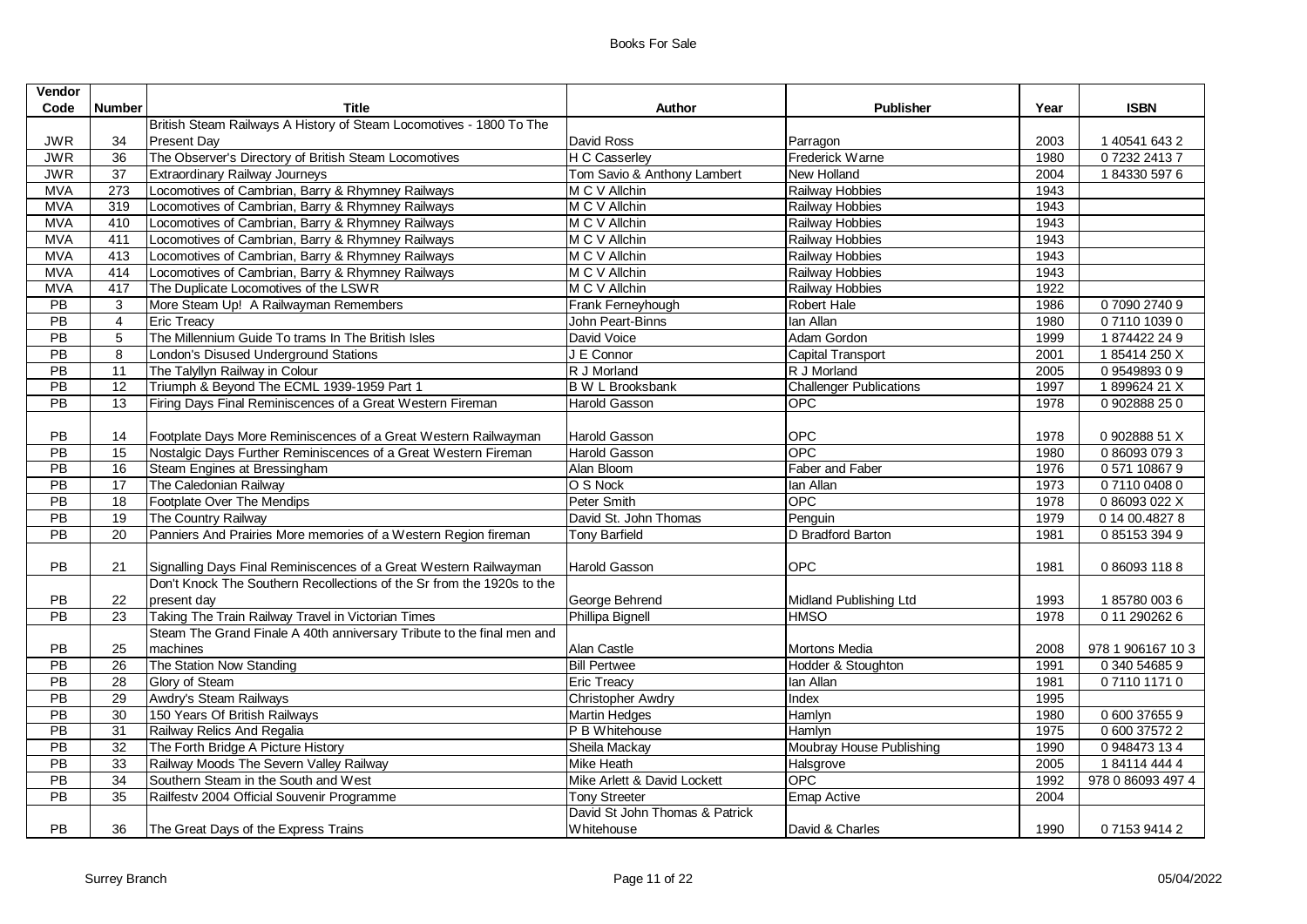| Vendor Code | Number | Title | Author | Publisher | Year | ISBN |
|---|---|---|---|---|---|---|
| JWR | 34 | British Steam Railways A History of Steam Locomotives - 1800 To The Present Day | David Ross | Parragon | 2003 | 1 40541 643 2 |
| JWR | 36 | The Observer's Directory of British Steam Locomotives | H C Casserley | Frederick Warne | 1980 | 0 7232 2413 7 |
| JWR | 37 | Extraordinary Railway Journeys | Tom Savio & Anthony Lambert | New Holland | 2004 | 1 84330 597 6 |
| MVA | 273 | Locomotives of Cambrian, Barry & Rhymney Railways | M C V Allchin | Railway Hobbies | 1943 | |
| MVA | 319 | Locomotives of Cambrian, Barry & Rhymney Railways | M C V Allchin | Railway Hobbies | 1943 | |
| MVA | 410 | Locomotives of Cambrian, Barry & Rhymney Railways | M C V Allchin | Railway Hobbies | 1943 | |
| MVA | 411 | Locomotives of Cambrian, Barry & Rhymney Railways | M C V Allchin | Railway Hobbies | 1943 | |
| MVA | 413 | Locomotives of Cambrian, Barry & Rhymney Railways | M C V Allchin | Railway Hobbies | 1943 | |
| MVA | 414 | Locomotives of Cambrian, Barry & Rhymney Railways | M C V Allchin | Railway Hobbies | 1943 | |
| MVA | 417 | The Duplicate Locomotives of the LSWR | M C V Allchin | Railway Hobbies | 1922 | |
| PB | 3 | More Steam Up! A Railwayman Remembers | Frank Ferneyhough | Robert Hale | 1986 | 0 7090 2740 9 |
| PB | 4 | Eric Treacy | John Peart-Binns | Ian Allan | 1980 | 0 7110 1039 0 |
| PB | 5 | The Millennium Guide To trams In The British Isles | David Voice | Adam Gordon | 1999 | 1 874422 24 9 |
| PB | 8 | London's Disused Underground Stations | J E Connor | Capital Transport | 2001 | 1 85414 250 X |
| PB | 11 | The Talyllyn Railway in Colour | R J Morland | R J Morland | 2005 | 0 9549893 0 9 |
| PB | 12 | Triumph & Beyond The ECML 1939-1959 Part 1 | B W L Brooksbank | Challenger Publications | 1997 | 1 899624 21 X |
| PB | 13 | Firing Days Final Reminiscences of a Great Western Fireman | Harold Gasson | OPC | 1978 | 0 902888 25 0 |
| PB | 14 | Footplate Days More Reminiscences of a Great Western Railwayman | Harold Gasson | OPC | 1978 | 0 902888 51 X |
| PB | 15 | Nostalgic Days Further Reminiscences of a Great Western Fireman | Harold Gasson | OPC | 1980 | 0 86093 079 3 |
| PB | 16 | Steam Engines at Bressingham | Alan Bloom | Faber and Faber | 1976 | 0 571 10867 9 |
| PB | 17 | The Caledonian Railway | O S Nock | Ian Allan | 1973 | 0 7110 0408 0 |
| PB | 18 | Footplate Over The Mendips | Peter Smith | OPC | 1978 | 0 86093 022 X |
| PB | 19 | The Country Railway | David St. John Thomas | Penguin | 1979 | 0 14 00.4827 8 |
| PB | 20 | Panniers And Prairies More memories of a Western Region fireman | Tony Barfield | D Bradford Barton | 1981 | 0 85153 394 9 |
| PB | 21 | Signalling Days Final Reminiscences of a Great Western Railwayman | Harold Gasson | OPC | 1981 | 0 86093 118 8 |
| PB | 22 | Don't Knock The Southern Recollections of the Sr from the 1920s to the present day | George Behrend | Midland Publishing Ltd | 1993 | 1 85780 003 6 |
| PB | 23 | Taking The Train Railway Travel in Victorian Times | Phillipa Bignell | HMSO | 1978 | 0 11 290262 6 |
| PB | 25 | Steam The Grand Finale A 40th anniversary Tribute to the final men and machines | Alan Castle | Mortons Media | 2008 | 978 1 906167 10 3 |
| PB | 26 | The Station Now Standing | Bill Pertwee | Hodder & Stoughton | 1991 | 0 340 54685 9 |
| PB | 28 | Glory of Steam | Eric Treacy | Ian Allan | 1981 | 0 7110 1171 0 |
| PB | 29 | Awdry's Steam Railways | Christopher Awdry | Index | 1995 | |
| PB | 30 | 150 Years Of British Railways | Martin Hedges | Hamlyn | 1980 | 0 600 37655 9 |
| PB | 31 | Railway Relics And Regalia | P B Whitehouse | Hamlyn | 1975 | 0 600 37572 2 |
| PB | 32 | The Forth Bridge A Picture History | Sheila Mackay | Moubray House Publishing | 1990 | 0 948473 13 4 |
| PB | 33 | Railway Moods The Severn Valley Railway | Mike Heath | Halsgrove | 2005 | 1 84114 444 4 |
| PB | 34 | Southern Steam in the South and West | Mike Arlett & David Lockett | OPC | 1992 | 978 0 86093 497 4 |
| PB | 35 | Railfestv 2004 Official Souvenir Programme | Tony Streeter | Emap Active | 2004 | |
| PB | 36 | The Great Days of the Express Trains | David St John Thomas & Patrick Whitehouse | David & Charles | 1990 | 0 7153 9414 2 |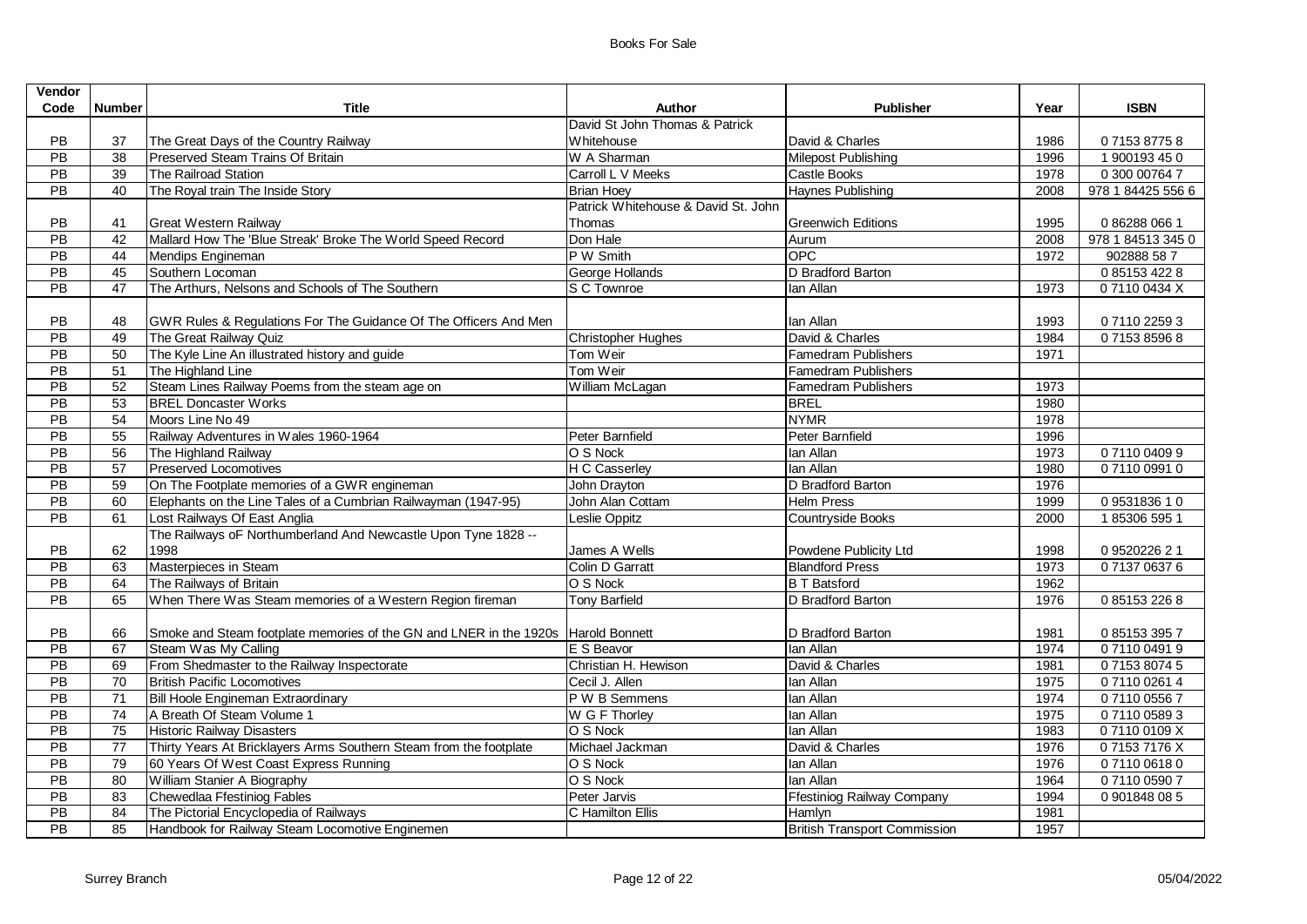| Vendor Code | Number | Title | Author | Publisher | Year | ISBN |
|---|---|---|---|---|---|---|
| PB | 37 | The Great Days of the Country Railway | David St John Thomas & Patrick Whitehouse | David & Charles | 1986 | 0 7153 8775 8 |
| PB | 38 | Preserved Steam Trains Of Britain | W A Sharman | Milepost Publishing | 1996 | 1 900193 45 0 |
| PB | 39 | The Railroad Station | Carroll L V Meeks | Castle Books | 1978 | 0 300 00764 7 |
| PB | 40 | The Royal train The Inside Story | Brian Hoey | Haynes Publishing | 2008 | 978 1 84425 556 6 |
| PB | 41 | Great Western Railway | Patrick Whitehouse & David St. John Thomas | Greenwich Editions | 1995 | 0 86288 066 1 |
| PB | 42 | Mallard How The 'Blue Streak' Broke The World Speed Record | Don Hale | Aurum | 2008 | 978 1 84513 345 0 |
| PB | 44 | Mendips Engineman | P W Smith | OPC | 1972 | 902888 58 7 |
| PB | 45 | Southern Locoman | George Hollands | D Bradford Barton | | 0 85153 422 8 |
| PB | 47 | The Arthurs, Nelsons and Schools of The Southern | S C Townroe | Ian Allan | 1973 | 0 7110 0434 X |
| PB | 48 | GWR Rules & Regulations For The Guidance Of The Officers And Men | | Ian Allan | 1993 | 0 7110 2259 3 |
| PB | 49 | The Great Railway Quiz | Christopher Hughes | David & Charles | 1984 | 0 7153 8596 8 |
| PB | 50 | The Kyle Line An illustrated history and guide | Tom Weir | Famedram Publishers | 1971 | |
| PB | 51 | The Highland Line | Tom Weir | Famedram Publishers | | |
| PB | 52 | Steam Lines Railway Poems from the steam age on | William McLagan | Famedram Publishers | 1973 | |
| PB | 53 | BREL Doncaster Works | | BREL | 1980 | |
| PB | 54 | Moors Line No 49 | | NYMR | 1978 | |
| PB | 55 | Railway Adventures in Wales 1960-1964 | Peter Barnfield | Peter Barnfield | 1996 | |
| PB | 56 | The Highland Railway | O S Nock | Ian Allan | 1973 | 0 7110 0409 9 |
| PB | 57 | Preserved Locomotives | H C Casserley | Ian Allan | 1980 | 0 7110 0991 0 |
| PB | 59 | On The Footplate memories of a GWR engineman | John Drayton | D Bradford Barton | 1976 | |
| PB | 60 | Elephants on the Line Tales of a Cumbrian Railwayman (1947-95) | John Alan Cottam | Helm Press | 1999 | 0 9531836 1 0 |
| PB | 61 | Lost Railways Of East Anglia | Leslie Oppitz | Countryside Books | 2000 | 1 85306 595 1 |
| PB | 62 | The Railways oF Northumberland And Newcastle Upon Tyne 1828 -- 1998 | James A Wells | Powdene Publicity Ltd | 1998 | 0 9520226 2 1 |
| PB | 63 | Masterpieces in Steam | Colin D Garratt | Blandford Press | 1973 | 0 7137 0637 6 |
| PB | 64 | The Railways of Britain | O S Nock | B T Batsford | 1962 | |
| PB | 65 | When There Was Steam memories of a Western Region fireman | Tony Barfield | D Bradford Barton | 1976 | 0 85153 226 8 |
| PB | 66 | Smoke and Steam footplate memories of the GN and LNER in the 1920s | Harold Bonnett | D Bradford Barton | 1981 | 0 85153 395 7 |
| PB | 67 | Steam Was My Calling | E S Beavor | Ian Allan | 1974 | 0 7110 0491 9 |
| PB | 69 | From Shedmaster to the Railway Inspectorate | Christian H. Hewison | David & Charles | 1981 | 0 7153 8074 5 |
| PB | 70 | British Pacific Locomotives | Cecil J. Allen | Ian Allan | 1975 | 0 7110 0261 4 |
| PB | 71 | Bill Hoole Engineman Extraordinary | P W B Semmens | Ian Allan | 1974 | 0 7110 0556 7 |
| PB | 74 | A Breath Of Steam Volume 1 | W G F Thorley | Ian Allan | 1975 | 0 7110 0589 3 |
| PB | 75 | Historic Railway Disasters | O S Nock | Ian Allan | 1983 | 0 7110 0109 X |
| PB | 77 | Thirty Years At Bricklayers Arms Southern Steam from the footplate | Michael Jackman | David & Charles | 1976 | 0 7153 7176 X |
| PB | 79 | 60 Years Of West Coast Express Running | O S Nock | Ian Allan | 1976 | 0 7110 0618 0 |
| PB | 80 | William Stanier A Biography | O S Nock | Ian Allan | 1964 | 0 7110 0590 7 |
| PB | 83 | Chewedlaa Ffestiniog Fables | Peter Jarvis | Ffestiniog Railway Company | 1994 | 0 901848 08 5 |
| PB | 84 | The Pictorial Encyclopedia of Railways | C Hamilton Ellis | Hamlyn | 1981 | |
| PB | 85 | Handbook for Railway Steam Locomotive Enginemen | | British Transport Commission | 1957 | |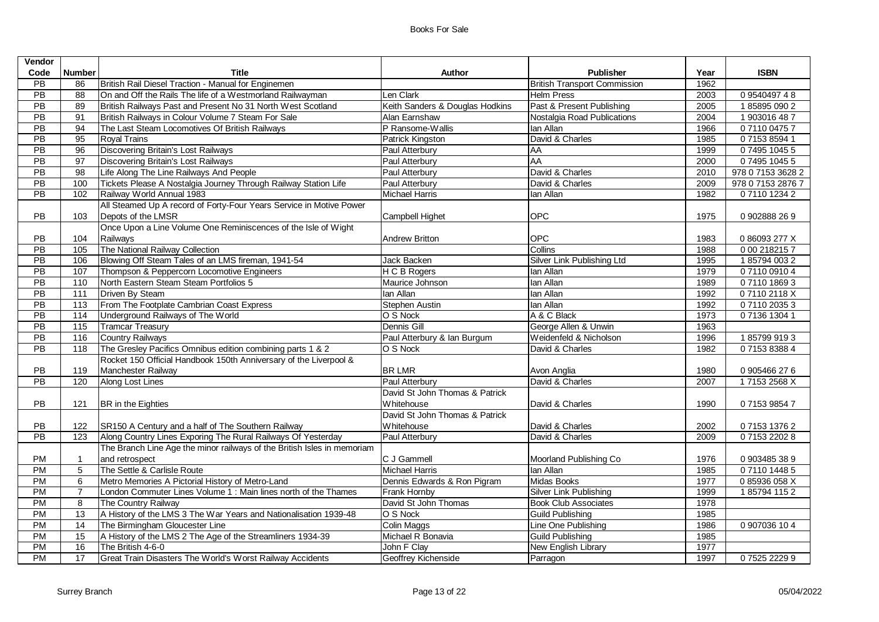| Vendor Code | Number | Title | Author | Publisher | Year | ISBN |
|---|---|---|---|---|---|---|
| PB | 86 | British Rail Diesel Traction - Manual for Enginemen | | British Transport Commission | 1962 | |
| PB | 88 | On and Off the Rails The life of a Westmorland Railwayman | Len Clark | Helm Press | 2003 | 0 9540497 4 8 |
| PB | 89 | British Railways Past and Present No 31 North West Scotland | Keith Sanders & Douglas Hodkins | Past & Present Publishing | 2005 | 1 85895 090 2 |
| PB | 91 | British Railways in Colour Volume 7 Steam For Sale | Alan Earnshaw | Nostalgia Road Publications | 2004 | 1 903016 48 7 |
| PB | 94 | The Last Steam Locomotives Of British Railways | P Ransome-Wallis | Ian Allan | 1966 | 0 7110 0475 7 |
| PB | 95 | Royal Trains | Patrick Kingston | David & Charles | 1985 | 0 7153 8594 1 |
| PB | 96 | Discovering Britain's Lost Railways | Paul Atterbury | AA | 1999 | 0 7495 1045 5 |
| PB | 97 | Discovering Britain's Lost Railways | Paul Atterbury | AA | 2000 | 0 7495 1045 5 |
| PB | 98 | Life Along The Line Railways And People | Paul Atterbury | David & Charles | 2010 | 978 0 7153 3628 2 |
| PB | 100 | Tickets Please A Nostalgia Journey Through Railway Station Life | Paul Atterbury | David & Charles | 2009 | 978 0 7153 2876 7 |
| PB | 102 | Railway World Annual 1983 | Michael Harris | Ian Allan | 1982 | 0 7110 1234 2 |
| PB | 103 | All Steamed Up A record of Forty-Four Years Service in Motive Power Depots of the LMSR | Campbell Highet | OPC | 1975 | 0 902888 26 9 |
| PB | 104 | Once Upon a Line Volume One Reminiscences of the Isle of Wight Railways | Andrew Britton | OPC | 1983 | 0 86093 277 X |
| PB | 105 | The National Railway Collection | | Collins | 1988 | 0 00 218215 7 |
| PB | 106 | Blowing Off Steam Tales of an LMS fireman, 1941-54 | Jack Backen | Silver Link Publishing Ltd | 1995 | 1 85794 003 2 |
| PB | 107 | Thompson & Peppercorn Locomotive Engineers | H C B Rogers | Ian Allan | 1979 | 0 7110 0910 4 |
| PB | 110 | North Eastern Steam Steam Portfolios 5 | Maurice Johnson | Ian Allan | 1989 | 0 7110 1869 3 |
| PB | 111 | Driven By Steam | Ian Allan | Ian Allan | 1992 | 0 7110 2118 X |
| PB | 113 | From The Footplate Cambrian Coast Express | Stephen Austin | Ian Allan | 1992 | 0 7110 2035 3 |
| PB | 114 | Underground Railways of The World | O S Nock | A & C Black | 1973 | 0 7136 1304 1 |
| PB | 115 | Tramcar Treasury | Dennis Gill | George Allen & Unwin | 1963 | |
| PB | 116 | Country Railways | Paul Atterbury & Ian Burgum | Weidenfeld & Nicholson | 1996 | 1 85799 919 3 |
| PB | 118 | The Gresley Pacifics Omnibus edition combining parts 1 & 2 | O S Nock | David & Charles | 1982 | 0 7153 8388 4 |
| PB | 119 | Rocket 150 Official Handbook 150th Anniversary of the Liverpool & Manchester Railway | BR LMR | Avon Anglia | 1980 | 0 905466 27 6 |
| PB | 120 | Along Lost Lines | Paul Atterbury | David & Charles | 2007 | 1 7153 2568 X |
| PB | 121 | BR in the Eighties | David St John Thomas & Patrick Whitehouse | David & Charles | 1990 | 0 7153 9854 7 |
| PB | 122 | SR150 A Century and a half of The Southern Railway | David St John Thomas & Patrick Whitehouse | David & Charles | 2002 | 0 7153 1376 2 |
| PB | 123 | Along Country Lines Exporing The Rural Railways Of Yesterday | Paul Atterbury | David & Charles | 2009 | 0 7153 2202 8 |
| PM | 1 | The Branch Line Age the minor railways of the British Isles in memoriam and retrospect | C J Gammell | Moorland Publishing Co | 1976 | 0 903485 38 9 |
| PM | 5 | The Settle & Carlisle Route | Michael Harris | Ian Allan | 1985 | 0 7110 1448 5 |
| PM | 6 | Metro Memories A Pictorial History of Metro-Land | Dennis Edwards & Ron Pigram | Midas Books | 1977 | 0 85936 058 X |
| PM | 7 | London Commuter Lines Volume 1 : Main lines north of the Thames | Frank Hornby | Silver Link Publishing | 1999 | 1 85794 115 2 |
| PM | 8 | The Country Railway | David St John Thomas | Book Club Associates | 1978 | |
| PM | 13 | A History of the LMS 3 The War Years and Nationalisation 1939-48 | O S Nock | Guild Publishing | 1985 | |
| PM | 14 | The Birmingham Gloucester Line | Colin Maggs | Line One Publishing | 1986 | 0 907036 10 4 |
| PM | 15 | A History of the LMS 2 The Age of the Streamliners 1934-39 | Michael R Bonavia | Guild Publishing | 1985 | |
| PM | 16 | The British 4-6-0 | John F Clay | New English Library | 1977 | |
| PM | 17 | Great Train Disasters The World's Worst Railway Accidents | Geoffrey Kichenside | Parragon | 1997 | 0 7525 2229 9 |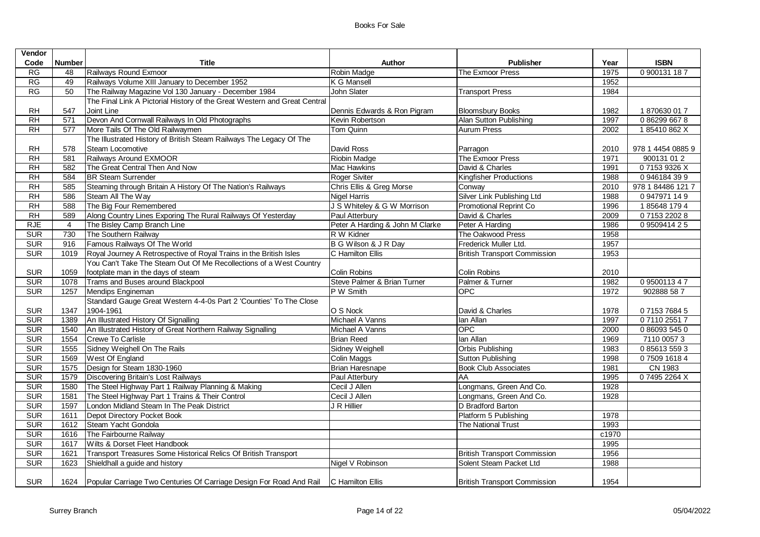# Books For Sale

| Vendor Code | Number | Title | Author | Publisher | Year | ISBN |
|---|---|---|---|---|---|---|
| RG | 48 | Railways Round Exmoor | Robin Madge | The Exmoor Press | 1975 | 0 900131 18 7 |
| RG | 49 | Railways Volume XIII January to December 1952 | K G Mansell | | 1952 | |
| RG | 50 | The Railway Magazine Vol 130 January - December 1984 | John Slater | Transport Press | 1984 | |
| RH | 547 | The Final Link A Pictorial History of the Great Western and Great Central Joint Line | Dennis Edwards & Ron Pigram | Bloomsbury Books | 1982 | 1 870630 01 7 |
| RH | 571 | Devon And Cornwall Railways In Old Photographs | Kevin Robertson | Alan Sutton Publishing | 1997 | 0 86299 667 8 |
| RH | 577 | More Tails Of The Old Railwaymen | Tom Quinn | Aurum Press | 2002 | 1 85410 862 X |
| RH | 578 | The Illustrated History of British Steam Railways The Legacy Of The Steam Locomotive | David Ross | Parragon | 2010 | 978 1 4454 0885 9 |
| RH | 581 | Railways Around EXMOOR | Riobin Madge | The Exmoor Press | 1971 | 900131 01 2 |
| RH | 582 | The Great Central Then And Now | Mac Hawkins | David & Charles | 1991 | 0 7153 9326 X |
| RH | 584 | BR Steam Surrender | Roger Siviter | Kingfisher Productions | 1988 | 0 946184 39 9 |
| RH | 585 | Steaming through Britain A History Of The Nation's Railways | Chris Ellis & Greg Morse | Conway | 2010 | 978 1 84486 121 7 |
| RH | 586 | Steam All The Way | Nigel Harris | Silver Link Publishing Ltd | 1988 | 0 947971 14 9 |
| RH | 588 | The Big Four Remembered | J S Whiteley & G W Morrison | Promotional Reprint Co | 1996 | 1 85648 179 4 |
| RH | 589 | Along Country Lines Exporing The Rural Railways Of Yesterday | Paul Atterbury | David & Charles | 2009 | 0 7153 2202 8 |
| RJE | 4 | The Bisley Camp Branch Line | Peter A Harding & John M Clarke | Peter A Harding | 1986 | 0 9509414 2 5 |
| SUR | 730 | The Southern Railway | R W Kidner | The Oakwood Press | 1958 | |
| SUR | 916 | Famous Railways Of The World | B G Wilson & J R Day | Frederick Muller Ltd. | 1957 | |
| SUR | 1019 | Royal Journey A Retrospective of Royal Trains in the British Isles | C Hamilton Ellis | British Transport Commission | 1953 | |
| SUR | 1059 | You Can't Take The Steam Out Of Me Recollections of a West Country footplate man in the days of steam | Colin Robins | Colin Robins | 2010 | |
| SUR | 1078 | Trams and Buses around Blackpool | Steve Palmer & Brian Turner | Palmer & Turner | 1982 | 0 9500113 4 7 |
| SUR | 1257 | Mendips Engineman | P W Smith | OPC | 1972 | 902888 58 7 |
| SUR | 1347 | Standard Gauge Great Western 4-4-0s Part 2 'Counties' To The Close 1904-1961 | O S Nock | David & Charles | 1978 | 0 7153 7684 5 |
| SUR | 1389 | An Illustrated History Of Signalling | Michael A Vanns | Ian Allan | 1997 | 0 7110 2551 7 |
| SUR | 1540 | An Illustrated History of Great Northern Railway Signalling | Michael A Vanns | OPC | 2000 | 0 86093 545 0 |
| SUR | 1554 | Crewe To Carlisle | Brian Reed | Ian Allan | 1969 | 7110 0057 3 |
| SUR | 1555 | Sidney Weighell On The Rails | Sidney Weighell | Orbis Publishing | 1983 | 0 85613 559 3 |
| SUR | 1569 | West Of England | Colin Maggs | Sutton Publishing | 1998 | 0 7509 1618 4 |
| SUR | 1575 | Design for Steam 1830-1960 | Brian Haresnape | Book Club Associates | 1981 | CN 1983 |
| SUR | 1579 | Discovering Britain's Lost Railways | Paul Atterbury | AA | 1995 | 0 7495 2264 X |
| SUR | 1580 | The Steel Highway Part 1 Railway Planning & Making | Cecil J Allen | Longmans, Green And Co. | 1928 | |
| SUR | 1581 | The Steel Highway Part 1 Trains & Their Control | Cecil J Allen | Longmans, Green And Co. | 1928 | |
| SUR | 1597 | London Midland Steam In The Peak District | J R Hillier | D Bradford Barton | | |
| SUR | 1611 | Depot Directory Pocket Book | | Platform 5 Publishing | 1978 | |
| SUR | 1612 | Steam Yacht Gondola | | The National Trust | 1993 | |
| SUR | 1616 | The Fairbourne Railway | | | c1970 | |
| SUR | 1617 | Wilts & Dorset Fleet Handbook | | | 1995 | |
| SUR | 1621 | Transport Treasures Some Historical Relics Of British Transport | | British Transport Commission | 1956 | |
| SUR | 1623 | Shieldhall a guide and history | Nigel V Robinson | Solent Steam Packet Ltd | 1988 | |
| SUR | 1624 | Popular Carriage Two Centuries Of Carriage Design For Road And Rail | C Hamilton Ellis | British Transport Commission | 1954 | |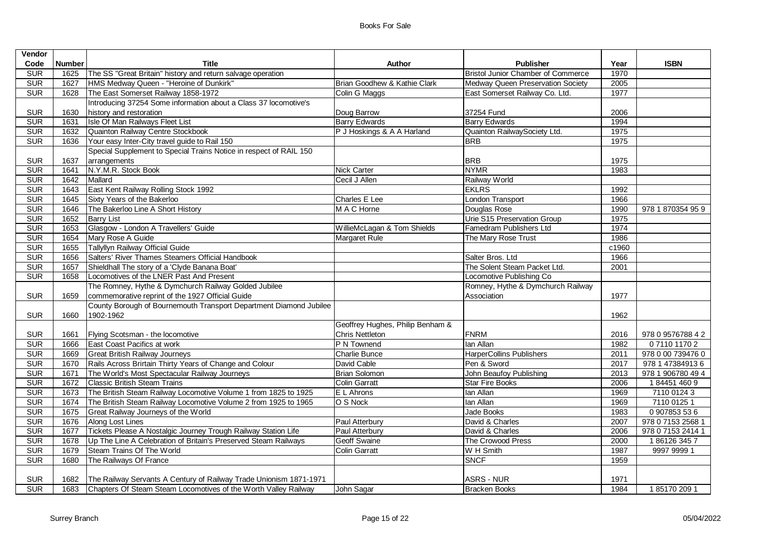| Vendor Code | Number | Title | Author | Publisher | Year | ISBN |
|---|---|---|---|---|---|---|
| SUR | 1625 | The SS "Great Britain" history and return salvage operation | | Bristol Junior Chamber of Commerce | 1970 | |
| SUR | 1627 | HMS Medway Queen - "Heroine of Dunkirk" | Brian Goodhew & Kathie Clark | Medway Queen Preservation Society | 2005 | |
| SUR | 1628 | The East Somerset Railway 1858-1972 | Colin G Maggs | East Somerset Railway Co. Ltd. | 1977 | |
| SUR | 1630 | Introducing 37254 Some information about a Class 37 locomotive's history and restoration | Doug Barrow | 37254 Fund | 2006 | |
| SUR | 1631 | Isle Of Man Railways Fleet List | Barry Edwards | Barry Edwards | 1994 | |
| SUR | 1632 | Quainton Railway Centre Stockbook | P J Hoskings & A A Harland | Quainton RailwaySociety Ltd. | 1975 | |
| SUR | 1636 | Your easy Inter-City travel guide to Rail 150 | | BRB | 1975 | |
| SUR | 1637 | Special Supplement to Special Trains Notice in respect of RAIL 150 arrangements | | BRB | 1975 | |
| SUR | 1641 | N.Y.M.R. Stock Book | Nick Carter | NYMR | 1983 | |
| SUR | 1642 | Mallard | Cecil J Allen | Railway World | | |
| SUR | 1643 | East Kent Railway Rolling Stock 1992 | | EKLRS | 1992 | |
| SUR | 1645 | Sixty Years of the Bakerloo | Charles E Lee | London Transport | 1966 | |
| SUR | 1646 | The Bakerloo Line A Short History | M A C Horne | Douglas Rose | 1990 | 978 1 870354 95 9 |
| SUR | 1652 | Barry List | | Urie S15 Preservation Group | 1975 | |
| SUR | 1653 | Glasgow - London A Travellers' Guide | WillieMcLagan & Tom Shields | Famedram Publishers Ltd | 1974 | |
| SUR | 1654 | Mary Rose A Guide | Margaret Rule | The Mary Rose Trust | 1986 | |
| SUR | 1655 | Tallyllyn Railway Official Guide | | | c1960 | |
| SUR | 1656 | Salters' River Thames Steamers Official Handbook | | Salter Bros. Ltd | 1966 | |
| SUR | 1657 | Shieldhall The story of a 'Clyde Banana Boat' | | The Solent Steam Packet Ltd. | 2001 | |
| SUR | 1658 | Locomotives of the LNER Past And Present | | Locomotive Publishing Co | | |
| SUR | 1659 | The Romney, Hythe & Dymchurch Railway Golded Jubilee commemorative reprint of the 1927 Official Guide | | Romney, Hythe & Dymchurch Railway Association | 1977 | |
| SUR | 1660 | County Borough of Bournemouth Transport Department Diamond Jubilee 1902-1962 | | | 1962 | |
| SUR | 1661 | Flying Scotsman - the locomotive | Geoffrey Hughes, Philip Benham & Chris Nettleton | FNRM | 2016 | 978 0 9576788 4 2 |
| SUR | 1666 | East Coast Pacifics at work | P N Townend | Ian Allan | 1982 | 0 7110 1170 2 |
| SUR | 1669 | Great British Railway Journeys | Charlie Bunce | HarperCollins Publishers | 2011 | 978 0 00 739476 0 |
| SUR | 1670 | Rails Across Brirtain Thirty Years of Change and Colour | David Cable | Pen & Sword | 2017 | 978 1 47384913 6 |
| SUR | 1671 | The World's Most Spectacular Railway Journeys | Brian Solomon | John Beaufoy Publishing | 2013 | 978 1 906780 49 4 |
| SUR | 1672 | Classic British Steam Trains | Colin Garratt | Star Fire Books | 2006 | 1 84451 460 9 |
| SUR | 1673 | The British Steam Railway Locomotive Volume 1 from 1825 to 1925 | E L Ahrons | Ian Allan | 1969 | 7110 0124 3 |
| SUR | 1674 | The British Steam Railway Locomotive Volume 2 from 1925 to 1965 | O S Nock | Ian Allan | 1969 | 7110 0125 1 |
| SUR | 1675 | Great Railway Journeys of the World | | Jade Books | 1983 | 0 907853 53 6 |
| SUR | 1676 | Along Lost Lines | Paul Atterbury | David & Charles | 2007 | 978 0 7153 2568 1 |
| SUR | 1677 | Tickets Please A Nostalgic Journey Trough Railway Station Life | Paul Atterbury | David & Charles | 2006 | 978 0 7153 2414 1 |
| SUR | 1678 | Up The Line A Celebration of Britain's Preserved Steam Railways | Geoff Swaine | The Crowood Press | 2000 | 1 86126 345 7 |
| SUR | 1679 | Steam Trains Of The World | Colin Garratt | W H Smith | 1987 | 9997 9999 1 |
| SUR | 1680 | The Railways Of France | | SNCF | 1959 | |
| SUR | 1682 | The Railway Servants A Century of Railway Trade Unionism 1871-1971 | | ASRS - NUR | 1971 | |
| SUR | 1683 | Chapters Of Steam Steam Locomotives of the Worth Valley Railway | John Sagar | Bracken Books | 1984 | 1 85170 209 1 |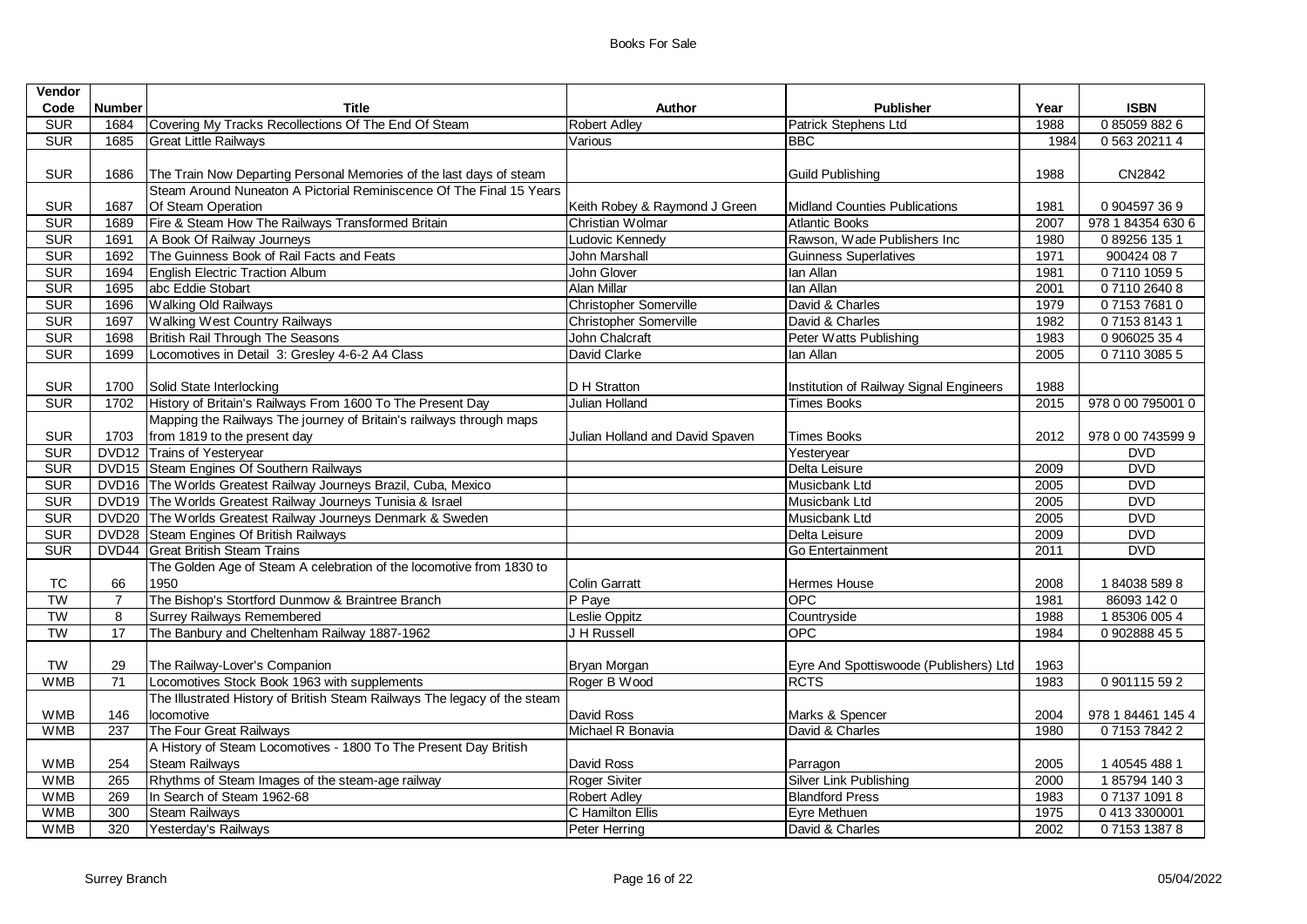| Vendor Code | Number | Title | Author | Publisher | Year | ISBN |
|---|---|---|---|---|---|---|
| SUR | 1684 | Covering My Tracks Recollections Of The End Of Steam | Robert Adley | Patrick Stephens Ltd | 1988 | 0 85059 882 6 |
| SUR | 1685 | Great Little Railways | Various | BBC | 1984 | 0 563 20211 4 |
| SUR | 1686 | The Train Now Departing Personal Memories of the last days of steam | | Guild Publishing | 1988 | CN2842 |
| SUR | 1687 | Steam Around Nuneaton A Pictorial Reminiscence Of The Final 15 Years Of Steam Operation | Keith Robey & Raymond J Green | Midland Counties Publications | 1981 | 0 904597 36 9 |
| SUR | 1689 | Fire & Steam How The Railways Transformed Britain | Christian Wolmar | Atlantic Books | 2007 | 978 1 84354 630 6 |
| SUR | 1691 | A Book Of Railway Journeys | Ludovic Kennedy | Rawson, Wade Publishers Inc | 1980 | 0 89256 135 1 |
| SUR | 1692 | The Guinness Book of Rail Facts and Feats | John Marshall | Guinness Superlatives | 1971 | 900424 08 7 |
| SUR | 1694 | English Electric Traction Album | John Glover | Ian Allan | 1981 | 0 7110 1059 5 |
| SUR | 1695 | abc Eddie Stobart | Alan Millar | Ian Allan | 2001 | 0 7110 2640 8 |
| SUR | 1696 | Walking Old Railways | Christopher Somerville | David & Charles | 1979 | 0 7153 7681 0 |
| SUR | 1697 | Walking West Country Railways | Christopher Somerville | David & Charles | 1982 | 0 7153 8143 1 |
| SUR | 1698 | British Rail Through The Seasons | John Chalcraft | Peter Watts Publishing | 1983 | 0 906025 35 4 |
| SUR | 1699 | Locomotives in Detail 3: Gresley 4-6-2 A4 Class | David Clarke | Ian Allan | 2005 | 0 7110 3085 5 |
| SUR | 1700 | Solid State Interlocking | D H Stratton | Institution of Railway Signal Engineers | 1988 | |
| SUR | 1702 | History of Britain's Railways From 1600 To The Present Day | Julian Holland | Times Books | 2015 | 978 0 00 795001 0 |
| SUR | 1703 | Mapping the Railways The journey of Britain's railways through maps from 1819 to the present day | Julian Holland and David Spaven | Times Books | 2012 | 978 0 00 743599 9 |
| SUR | DVD12 | Trains of Yesteryear | | Yesteryear | | DVD |
| SUR | DVD15 | Steam Engines Of Southern Railways | | Delta Leisure | 2009 | DVD |
| SUR | DVD16 | The Worlds Greatest Railway Journeys Brazil, Cuba, Mexico | | Musicbank Ltd | 2005 | DVD |
| SUR | DVD19 | The Worlds Greatest Railway Journeys Tunisia & Israel | | Musicbank Ltd | 2005 | DVD |
| SUR | DVD20 | The Worlds Greatest Railway Journeys Denmark & Sweden | | Musicbank Ltd | 2005 | DVD |
| SUR | DVD28 | Steam Engines Of British Railways | | Delta Leisure | 2009 | DVD |
| SUR | DVD44 | Great British Steam Trains | | Go Entertainment | 2011 | DVD |
| TC | 66 | The Golden Age of Steam A celebration of the locomotive from 1830 to 1950 | Colin Garratt | Hermes House | 2008 | 1 84038 589 8 |
| TW | 7 | The Bishop's Stortford Dunmow & Braintree Branch | P Paye | OPC | 1981 | 86093 142 0 |
| TW | 8 | Surrey Railways Remembered | Leslie Oppitz | Countryside | 1988 | 1 85306 005 4 |
| TW | 17 | The Banbury and Cheltenham Railway 1887-1962 | J H Russell | OPC | 1984 | 0 902888 45 5 |
| TW | 29 | The Railway-Lover's Companion | Bryan Morgan | Eyre And Spottiswoode (Publishers) Ltd | 1963 | |
| WMB | 71 | Locomotives Stock Book 1963 with supplements | Roger B Wood | RCTS | 1983 | 0 901115 59 2 |
| WMB | 146 | The Illustrated History of British Steam Railways The legacy of the steam locomotive | David Ross | Marks & Spencer | 2004 | 978 1 84461 145 4 |
| WMB | 237 | The Four Great Railways | Michael R Bonavia | David & Charles | 1980 | 0 7153 7842 2 |
| WMB | 254 | A History of Steam Locomotives - 1800 To The Present Day British Steam Railways | David Ross | Parragon | 2005 | 1 40545 488 1 |
| WMB | 265 | Rhythms of Steam Images of the steam-age railway | Roger Siviter | Silver Link Publishing | 2000 | 1 85794 140 3 |
| WMB | 269 | In Search of Steam 1962-68 | Robert Adley | Blandford Press | 1983 | 0 7137 1091 8 |
| WMB | 300 | Steam Railways | C Hamilton Ellis | Eyre Methuen | 1975 | 0 413 3300001 |
| WMB | 320 | Yesterday's Railways | Peter Herring | David & Charles | 2002 | 0 7153 1387 8 |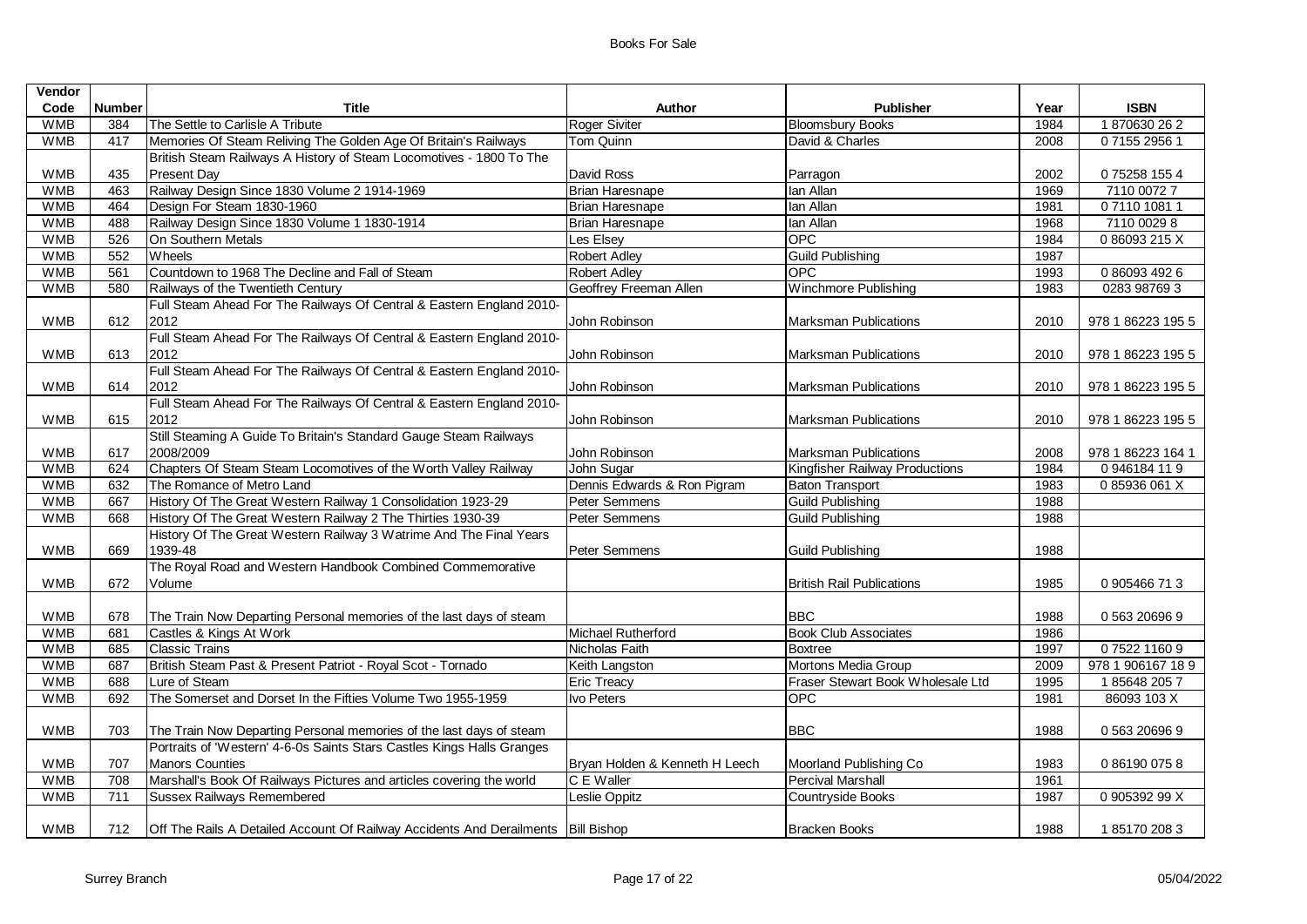| Vendor Code | Number | Title | Author | Publisher | Year | ISBN |
|---|---|---|---|---|---|---|
| WMB | 384 | The Settle to Carlisle A Tribute | Roger Siviter | Bloomsbury Books | 1984 | 1 870630 26 2 |
| WMB | 417 | Memories Of Steam Reliving The Golden Age Of Britain's Railways | Tom Quinn | David & Charles | 2008 | 0 7155 2956 1 |
| WMB | 435 | British Steam Railways A History of Steam Locomotives - 1800 To The Present Day | David Ross | Parragon | 2002 | 0 75258 155 4 |
| WMB | 463 | Railway Design Since 1830 Volume 2 1914-1969 | Brian Haresnape | Ian Allan | 1969 | 7110 0072 7 |
| WMB | 464 | Design For Steam 1830-1960 | Brian Haresnape | Ian Allan | 1981 | 0 7110 1081 1 |
| WMB | 488 | Railway Design Since 1830 Volume 1 1830-1914 | Brian Haresnape | Ian Allan | 1968 | 7110 0029 8 |
| WMB | 526 | On Southern Metals | Les Elsey | OPC | 1984 | 0 86093 215 X |
| WMB | 552 | Wheels | Robert Adley | Guild Publishing | 1987 | |
| WMB | 561 | Countdown to 1968 The Decline and Fall of Steam | Robert Adley | OPC | 1993 | 0 86093 492 6 |
| WMB | 580 | Railways of the Twentieth Century | Geoffrey Freeman Allen | Winchmore Publishing | 1983 | 0283 98769 3 |
| WMB | 612 | Full Steam Ahead For The Railways Of Central & Eastern England 2010-2012 | John Robinson | Marksman Publications | 2010 | 978 1 86223 195 5 |
| WMB | 613 | Full Steam Ahead For The Railways Of Central & Eastern England 2010-2012 | John Robinson | Marksman Publications | 2010 | 978 1 86223 195 5 |
| WMB | 614 | Full Steam Ahead For The Railways Of Central & Eastern England 2010-2012 | John Robinson | Marksman Publications | 2010 | 978 1 86223 195 5 |
| WMB | 615 | Full Steam Ahead For The Railways Of Central & Eastern England 2010-2012 | John Robinson | Marksman Publications | 2010 | 978 1 86223 195 5 |
| WMB | 617 | Still Steaming A Guide To Britain's Standard Gauge Steam Railways 2008/2009 | John Robinson | Marksman Publications | 2008 | 978 1 86223 164 1 |
| WMB | 624 | Chapters Of Steam Steam Locomotives of the Worth Valley Railway | John Sugar | Kingfisher Railway Productions | 1984 | 0 946184 11 9 |
| WMB | 632 | The Romance of Metro Land | Dennis Edwards & Ron Pigram | Baton Transport | 1983 | 0 85936 061 X |
| WMB | 667 | History Of The Great Western Railway 1 Consolidation 1923-29 | Peter Semmens | Guild Publishing | 1988 | |
| WMB | 668 | History Of The Great Western Railway 2 The Thirties 1930-39 | Peter Semmens | Guild Publishing | 1988 | |
| WMB | 669 | History Of The Great Western Railway 3 Watrime And The Final Years 1939-48 | Peter Semmens | Guild Publishing | 1988 | |
| WMB | 672 | The Royal Road and Western Handbook Combined Commemorative Volume | | British Rail Publications | 1985 | 0 905466 71 3 |
| WMB | 678 | The Train Now Departing Personal memories of the last days of steam | | BBC | 1988 | 0 563 20696 9 |
| WMB | 681 | Castles & Kings At Work | Michael Rutherford | Book Club Associates | 1986 | |
| WMB | 685 | Classic Trains | Nicholas Faith | Boxtree | 1997 | 0 7522 1160 9 |
| WMB | 687 | British Steam Past & Present Patriot - Royal Scot - Tornado | Keith Langston | Mortons Media Group | 2009 | 978 1 906167 18 9 |
| WMB | 688 | Lure of Steam | Eric Treacy | Fraser Stewart Book Wholesale Ltd | 1995 | 1 85648 205 7 |
| WMB | 692 | The Somerset and Dorset In the Fifties Volume Two 1955-1959 | Ivo Peters | OPC | 1981 | 86093 103 X |
| WMB | 703 | The Train Now Departing Personal memories of the last days of steam | | BBC | 1988 | 0 563 20696 9 |
| WMB | 707 | Portraits of 'Western' 4-6-0s Saints Stars Castles Kings Halls Granges Manors Counties | Bryan Holden & Kenneth H Leech | Moorland Publishing Co | 1983 | 0 86190 075 8 |
| WMB | 708 | Marshall's Book Of Railways Pictures and articles covering the world | C E Waller | Percival Marshall | 1961 | |
| WMB | 711 | Sussex Railways Remembered | Leslie Oppitz | Countryside Books | 1987 | 0 905392 99 X |
| WMB | 712 | Off The Rails A Detailed Account Of Railway Accidents And Derailments | Bill Bishop | Bracken Books | 1988 | 1 85170 208 3 |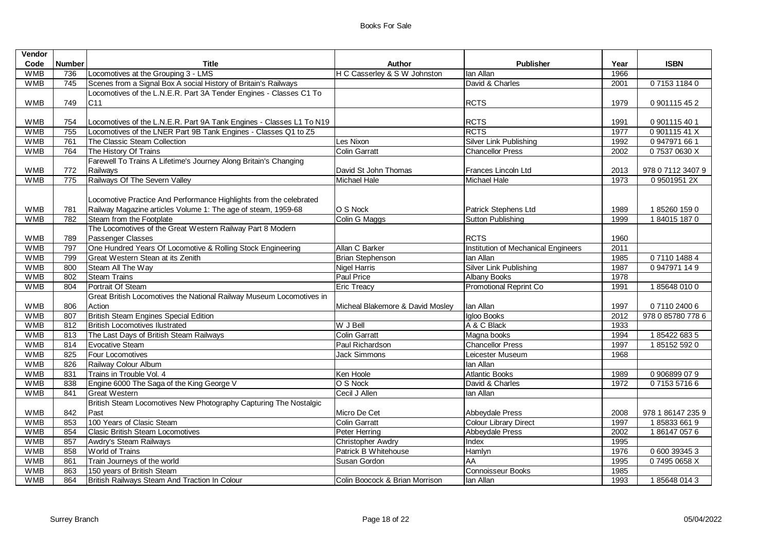| Vendor Code | Number | Title | Author | Publisher | Year | ISBN |
| --- | --- | --- | --- | --- | --- | --- |
| WMB | 736 | Locomotives at the Grouping 3 - LMS | H C Casserley & S W Johnston | Ian Allan | 1966 | |
| WMB | 745 | Scenes from a Signal Box A social History of Britain's Railways | | David & Charles | 2001 | 0 7153 1184 0 |
| WMB | 749 | Locomotives of the L.N.E.R. Part 3A Tender Engines - Classes C1 To C11 | | RCTS | 1979 | 0 901115 45 2 |
| WMB | 754 | Locomotives of the L.N.E.R. Part 9A Tank Engines - Classes L1 To N19 | | RCTS | 1991 | 0 901115 40 1 |
| WMB | 755 | Locomotives of the LNER Part 9B Tank Engines - Classes Q1 to Z5 | | RCTS | 1977 | 0 901115 41 X |
| WMB | 761 | The Classic Steam Collection | Les Nixon | Silver Link Publishing | 1992 | 0 947971 66 1 |
| WMB | 764 | The History Of Trains | Colin Garratt | Chancellor Press | 2002 | 0 7537 0630 X |
| WMB | 772 | Farewell To Trains A Lifetime's Journey Along Britain's Changing Railways | David St John Thomas | Frances Lincoln Ltd | 2013 | 978 0 7112 3407 9 |
| WMB | 775 | Railways Of The Severn Valley | Michael Hale | Michael Hale | 1973 | 0 9501951 2X |
| WMB | 781 | Locomotive Practice And Performance Highlights from the celebrated Railway Magazine articles Volume 1: The age of steam, 1959-68 | O S Nock | Patrick Stephens Ltd | 1989 | 1 85260 159 0 |
| WMB | 782 | Steam from the Footplate | Colin G Maggs | Sutton Publishing | 1999 | 1 84015 187 0 |
| WMB | 789 | The Locomotives of the Great Western Railway Part 8 Modern Passenger Classes | | RCTS | 1960 | |
| WMB | 797 | One Hundred Years Of Locomotive & Rolling Stock Engineering | Allan C Barker | Institution of Mechanical Engineers | 2011 | |
| WMB | 799 | Great Western Stean at its Zenith | Brian Stephenson | Ian Allan | 1985 | 0 7110 1488 4 |
| WMB | 800 | Steam All The Way | Nigel Harris | Silver Link Publishing | 1987 | 0 947971 14 9 |
| WMB | 802 | Steam Trains | Paul Price | Albany Books | 1978 | |
| WMB | 804 | Portrait Of Steam | Eric Treacy | Promotional Reprint Co | 1991 | 1 85648 010 0 |
| WMB | 806 | Great British Locomotives the National Railway Museum Locomotives in Action | Micheal Blakemore & David Mosley | Ian Allan | 1997 | 0 7110 2400 6 |
| WMB | 807 | British Steam Engines Special Edition | | Igloo Books | 2012 | 978 0 85780 778 6 |
| WMB | 812 | British Locomotives Ilustrated | W J Bell | A & C Black | 1933 | |
| WMB | 813 | The Last Days of British Steam Railways | Colin Garratt | Magna books | 1994 | 1 85422 683 5 |
| WMB | 814 | Evocative Steam | Paul Richardson | Chancellor Press | 1997 | 1 85152 592 0 |
| WMB | 825 | Four Locomotives | Jack Simmons | Leicester Museum | 1968 | |
| WMB | 826 | Railway Colour Album | | Ian Allan | | |
| WMB | 831 | Trains in Trouble Vol. 4 | Ken Hoole | Atlantic Books | 1989 | 0 906899 07 9 |
| WMB | 838 | Engine 6000 The Saga of the King George V | O S Nock | David & Charles | 1972 | 0 7153 5716 6 |
| WMB | 841 | Great Western | Cecil J Allen | Ian Allan | | |
| WMB | 842 | British Steam Locomotives New Photography Capturing The Nostalgic Past | Micro De Cet | Abbeydale Press | 2008 | 978 1 86147 235 9 |
| WMB | 853 | 100 Years of Clasic Steam | Colin Garratt | Colour Library Direct | 1997 | 1 85833 661 9 |
| WMB | 854 | Clasic British Steam Locomotives | Peter Herring | Abbeydale Press | 2002 | 1 86147 057 6 |
| WMB | 857 | Awdry's Steam Railways | Christopher Awdry | Index | 1995 | |
| WMB | 858 | World of Trains | Patrick B Whitehouse | Hamlyn | 1976 | 0 600 39345 3 |
| WMB | 861 | Train Journeys of the world | Susan Gordon | AA | 1995 | 0 7495 0658 X |
| WMB | 863 | 150 years of British Steam | | Connoisseur Books | 1985 | |
| WMB | 864 | British Railways Steam And Traction In Colour | Colin Boocock & Brian Morrison | Ian Allan | 1993 | 1 85648 014 3 |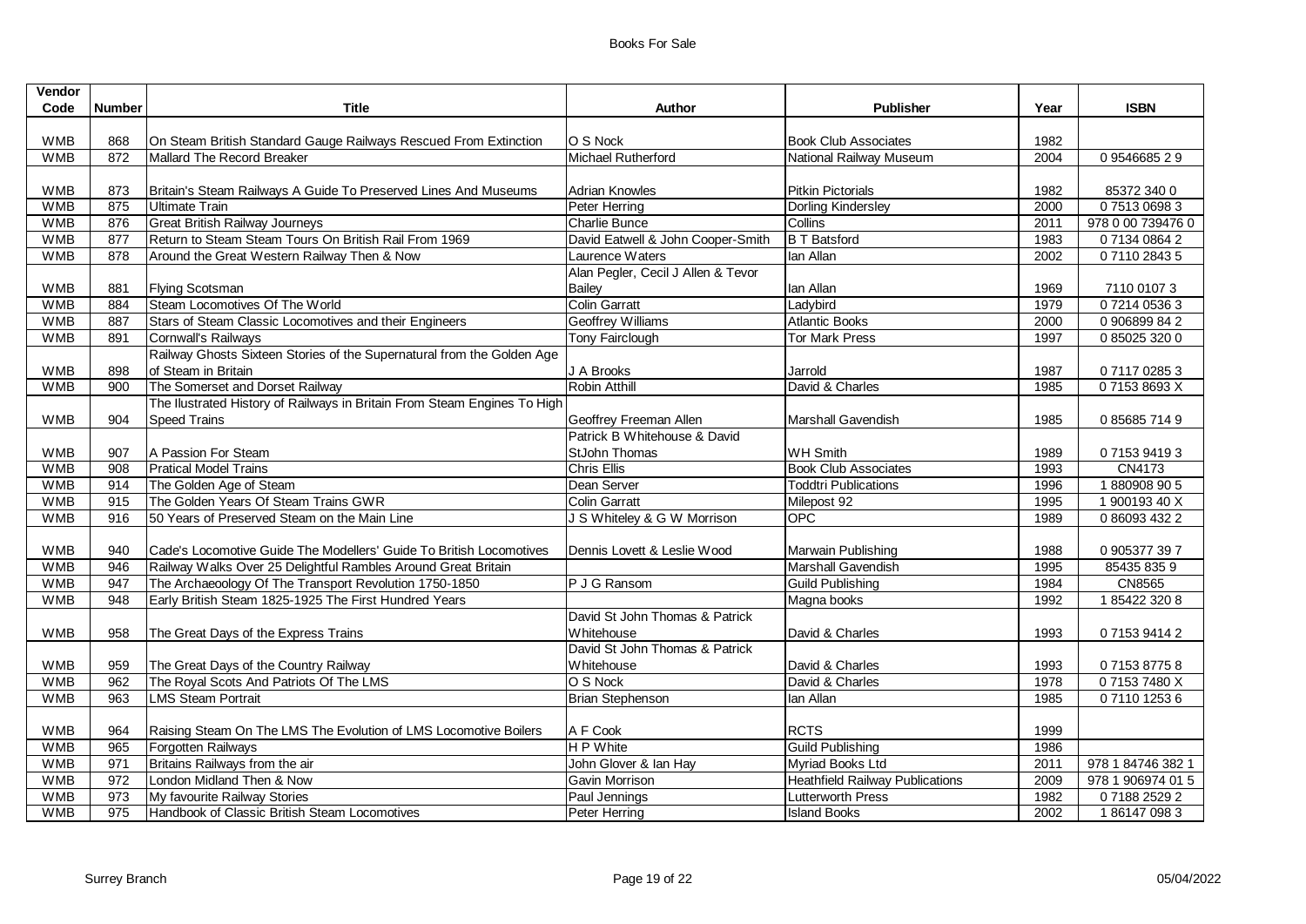| Vendor Code | Number | Title | Author | Publisher | Year | ISBN |
|---|---|---|---|---|---|---|
| WMB | 868 | On Steam British Standard Gauge Railways Rescued From Extinction | O S Nock | Book Club Associates | 1982 | |
| WMB | 872 | Mallard The Record Breaker | Michael Rutherford | National Railway Museum | 2004 | 0 9546685 2 9 |
| WMB | 873 | Britain's Steam Railways A Guide To Preserved Lines And Museums | Adrian Knowles | Pitkin Pictorials | 1982 | 85372 340 0 |
| WMB | 875 | Ultimate Train | Peter Herring | Dorling Kindersley | 2000 | 0 7513 0698 3 |
| WMB | 876 | Great British Railway Journeys | Charlie Bunce | Collins | 2011 | 978 0 00 739476 0 |
| WMB | 877 | Return to Steam Steam Tours On British Rail From 1969 | David Eatwell & John Cooper-Smith | B T Batsford | 1983 | 0 7134 0864 2 |
| WMB | 878 | Around the Great Western Railway Then & Now | Laurence Waters | Ian Allan | 2002 | 0 7110 2843 5 |
| WMB | 881 | Flying Scotsman | Alan Pegler, Cecil J Allen & Tevor Bailey | Ian Allan | 1969 | 7110 0107 3 |
| WMB | 884 | Steam Locomotives Of The World | Colin Garratt | Ladybird | 1979 | 0 7214 0536 3 |
| WMB | 887 | Stars of Steam Classic Locomotives and their Engineers | Geoffrey Williams | Atlantic Books | 2000 | 0 906899 84 2 |
| WMB | 891 | Cornwall's Railways | Tony Fairclough | Tor Mark Press | 1997 | 0 85025 320 0 |
| WMB | 898 | Railway Ghosts Sixteen Stories of the Supernatural from the Golden Age of Steam in Britain | J A Brooks | Jarrold | 1987 | 0 7117 0285 3 |
| WMB | 900 | The Somerset and Dorset Railway | Robin Atthill | David & Charles | 1985 | 0 7153 8693 X |
| WMB | 904 | The Ilustrated History of Railways in Britain From Steam Engines To High Speed Trains | Geoffrey Freeman Allen | Marshall Gavendish | 1985 | 0 85685 714 9 |
| WMB | 907 | A Passion For Steam | Patrick B Whitehouse & David StJohn Thomas | WH Smith | 1989 | 0 7153 9419 3 |
| WMB | 908 | Pratical Model Trains | Chris Ellis | Book Club Associates | 1993 | CN4173 |
| WMB | 914 | The Golden Age of Steam | Dean Server | Toddtri Publications | 1996 | 1 880908 90 5 |
| WMB | 915 | The Golden Years Of Steam Trains GWR | Colin Garratt | Milepost 92 | 1995 | 1 900193 40 X |
| WMB | 916 | 50 Years of Preserved Steam on the Main Line | J S Whiteley & G W Morrison | OPC | 1989 | 0 86093 432 2 |
| WMB | 940 | Cade's Locomotive Guide The Modellers' Guide To British Locomotives | Dennis Lovett & Leslie Wood | Marwain Publishing | 1988 | 0 905377 39 7 |
| WMB | 946 | Railway Walks Over 25 Delightful Rambles Around Great Britain | | Marshall Gavendish | 1995 | 85435 835 9 |
| WMB | 947 | The Archaeoology Of The Transport Revolution 1750-1850 | P J G Ransom | Guild Publishing | 1984 | CN8565 |
| WMB | 948 | Early British Steam 1825-1925 The First Hundred Years | | Magna books | 1992 | 1 85422 320 8 |
| WMB | 958 | The Great Days of the Express Trains | David St John Thomas & Patrick Whitehouse | David & Charles | 1993 | 0 7153 9414 2 |
| WMB | 959 | The Great Days of the Country Railway | David St John Thomas & Patrick Whitehouse | David & Charles | 1993 | 0 7153 8775 8 |
| WMB | 962 | The Royal Scots And Patriots Of The LMS | O S Nock | David & Charles | 1978 | 0 7153 7480 X |
| WMB | 963 | LMS Steam Portrait | Brian Stephenson | Ian Allan | 1985 | 0 7110 1253 6 |
| WMB | 964 | Raising Steam On The LMS The Evolution of LMS Locomotive Boilers | A F Cook | RCTS | 1999 | |
| WMB | 965 | Forgotten Railways | H P White | Guild Publishing | 1986 | |
| WMB | 971 | Britains Railways from the air | John Glover & Ian Hay | Myriad Books Ltd | 2011 | 978 1 84746 382 1 |
| WMB | 972 | London Midland Then & Now | Gavin Morrison | Heathfield Railway Publications | 2009 | 978 1 906974 01 5 |
| WMB | 973 | My favourite Railway Stories | Paul Jennings | Lutterworth Press | 1982 | 0 7188 2529 2 |
| WMB | 975 | Handbook of Classic British Steam Locomotives | Peter Herring | Island Books | 2002 | 1 86147 098 3 |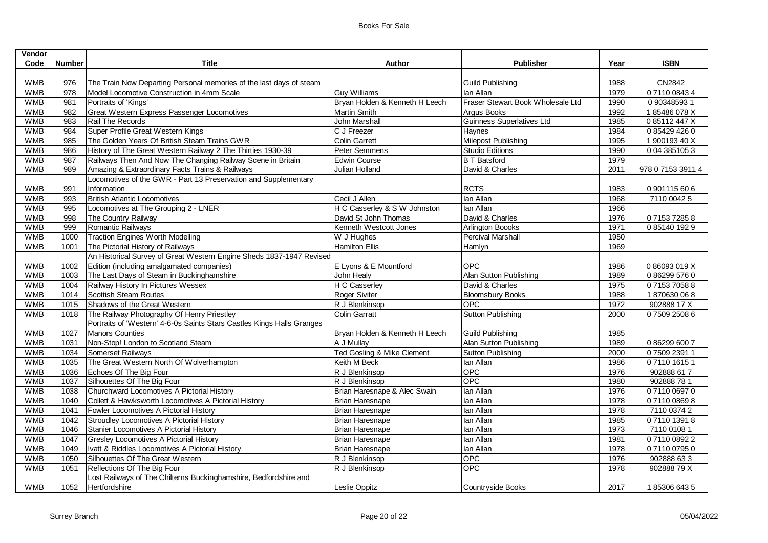| Vendor Code | Number | Title | Author | Publisher | Year | ISBN |
|---|---|---|---|---|---|---|
| WMB | 976 | The Train Now Departing Personal memories of the last days of steam | | Guild Publishing | 1988 | CN2842 |
| WMB | 978 | Model Locomotive Construction in 4mm Scale | Guy Williams | Ian Allan | 1979 | 0 7110 0843 4 |
| WMB | 981 | Portraits of 'Kings' | Bryan Holden & Kenneth H Leech | Fraser Stewart Book Wholesale Ltd | 1990 | 0 90348593 1 |
| WMB | 982 | Great Western Express Passenger Locomotives | Martin Smith | Argus Books | 1992 | 1 85486 078 X |
| WMB | 983 | Rail The Records | John Marshall | Guinness Superlatives Ltd | 1985 | 0 85112 447 X |
| WMB | 984 | Super Profile Great Western Kings | C J Freezer | Haynes | 1984 | 0 85429 426 0 |
| WMB | 985 | The Golden Years Of British Steam Trains GWR | Colin Garrett | Milepost Publishing | 1995 | 1 900193 40 X |
| WMB | 986 | History of The Great Western Railway 2 The Thirties 1930-39 | Peter Semmens | Studio Editions | 1990 | 0 04 385105 3 |
| WMB | 987 | Railways Then And Now The Changing Railway Scene in Britain | Edwin Course | B T Batsford | 1979 | |
| WMB | 989 | Amazing & Extraordinary Facts Trains & Railways | Julian Holland | David & Charles | 2011 | 978 0 7153 3911 4 |
| WMB | 991 | Locomotives of the GWR - Part 13 Preservation and Supplementary Information | | RCTS | 1983 | 0 901115 60 6 |
| WMB | 993 | British Atlantic Locomotives | Cecil J Allen | Ian Allan | 1968 | 7110 0042 5 |
| WMB | 995 | Locomotives at The Grouping 2 - LNER | H C Casserley & S W Johnston | Ian Allan | 1966 | |
| WMB | 998 | The Country Railway | David St John Thomas | David & Charles | 1976 | 0 7153 7285 8 |
| WMB | 999 | Romantic Railways | Kenneth Westcott Jones | Arlington Boooks | 1971 | 0 85140 192 9 |
| WMB | 1000 | Traction Engines Worth Modelling | W J Hughes | Percival Marshall | 1950 | |
| WMB | 1001 | The Pictorial History of Railways | Hamilton Ellis | Hamlyn | 1969 | |
| WMB | 1002 | An Historical Survey of Great Western Engine Sheds 1837-1947 Revised Edition (including amalgamated companies) | E Lyons & E Mountford | OPC | 1986 | 0 86093 019 X |
| WMB | 1003 | The Last Days of Steam in Buckinghamshire | John Healy | Alan Sutton Publishing | 1989 | 0 86299 576 0 |
| WMB | 1004 | Railway History In Pictures Wessex | H C Casserley | David & Charles | 1975 | 0 7153 7058 8 |
| WMB | 1014 | Scottish Steam Routes | Roger Siviter | Bloomsbury Books | 1988 | 1 870630 06 8 |
| WMB | 1015 | Shadows of the Great Western | R J Blenkinsop | OPC | 1972 | 902888 17 X |
| WMB | 1018 | The Railway Photography Of Henry Priestley | Colin Garratt | Sutton Publishing | 2000 | 0 7509 2508 6 |
| WMB | 1027 | Portraits of 'Western' 4-6-0s Saints Stars Castles Kings Halls Granges Manors Counties | Bryan Holden & Kenneth H Leech | Guild Publishing | 1985 | |
| WMB | 1031 | Non-Stop! London to Scotland Steam | A J Mullay | Alan Sutton Publishing | 1989 | 0 86299 600 7 |
| WMB | 1034 | Somerset Railways | Ted Gosling & Mike Clement | Sutton Publishing | 2000 | 0 7509 2391 1 |
| WMB | 1035 | The Great Western North Of Wolverhampton | Keith M Beck | Ian Allan | 1986 | 0 7110 1615 1 |
| WMB | 1036 | Echoes Of The Big Four | R J Blenkinsop | OPC | 1976 | 902888 61 7 |
| WMB | 1037 | Silhouettes Of The Big Four | R J Blenkinsop | OPC | 1980 | 902888 78 1 |
| WMB | 1038 | Churchward Locomotives A Pictorial History | Brian Haresnape & Alec Swain | Ian Allan | 1976 | 0 7110 0697 0 |
| WMB | 1040 | Collett & Hawksworth Locomotives A Pictorial History | Brian Haresnape | Ian Allan | 1978 | 0 7110 0869 8 |
| WMB | 1041 | Fowler Locomotives A Pictorial History | Brian Haresnape | Ian Allan | 1978 | 7110 0374 2 |
| WMB | 1042 | Stroudley Locomotives A Pictorial History | Brian Haresnape | Ian Allan | 1985 | 0 7110 1391 8 |
| WMB | 1046 | Stanier Locomotives A Pictorial History | Brian Haresnape | Ian Allan | 1973 | 7110 0108 1 |
| WMB | 1047 | Gresley Locomotives A Pictorial History | Brian Haresnape | Ian Allan | 1981 | 0 7110 0892 2 |
| WMB | 1049 | Ivatt & Riddles Locomotives A Pictorial History | Brian Haresnape | Ian Allan | 1978 | 0 7110 0795 0 |
| WMB | 1050 | Silhouettes Of The Great Western | R J Blenkinsop | OPC | 1976 | 902888 63 3 |
| WMB | 1051 | Reflections Of The Big Four | R J Blenkinsop | OPC | 1978 | 902888 79 X |
| WMB | 1052 | Lost Railways of The Chilterns Buckinghamshire, Bedfordshire and Hertfordshire | Leslie Oppitz | Countryside Books | 2017 | 1 85306 643 5 |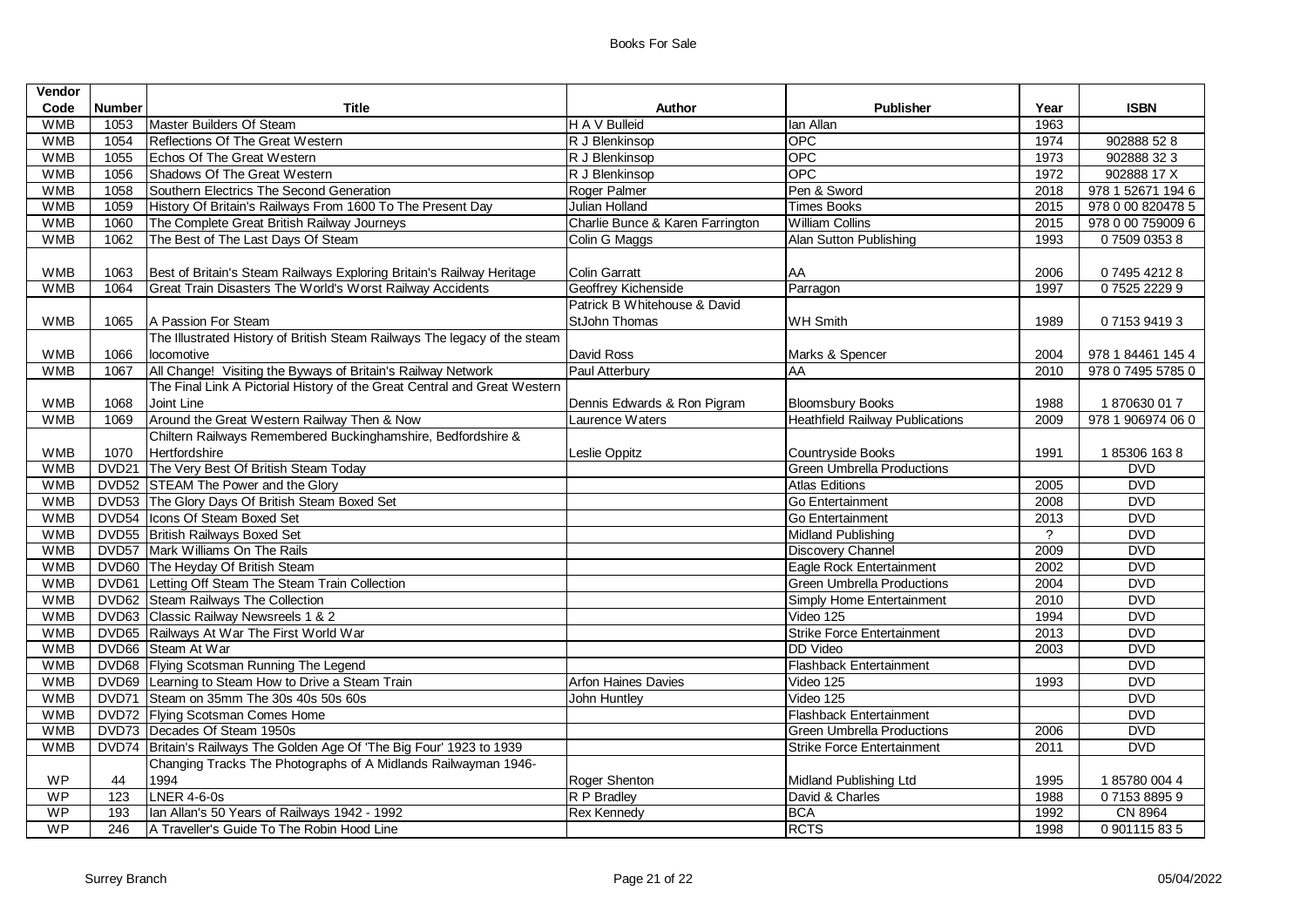# Books For Sale

| Vendor Code | Number | Title | Author | Publisher | Year | ISBN |
|---|---|---|---|---|---|---|
| WMB | 1053 | Master Builders Of Steam | H A V Bulleid | Ian Allan | 1963 | |
| WMB | 1054 | Reflections Of The Great Western | R J Blenkinsop | OPC | 1974 | 902888 52 8 |
| WMB | 1055 | Echos Of The Great Western | R J Blenkinsop | OPC | 1973 | 902888 32 3 |
| WMB | 1056 | Shadows Of The Great Western | R J Blenkinsop | OPC | 1972 | 902888 17 X |
| WMB | 1058 | Southern Electrics The Second Generation | Roger Palmer | Pen & Sword | 2018 | 978 1 52671 194 6 |
| WMB | 1059 | History Of Britain's Railways From 1600 To The Present Day | Julian Holland | Times Books | 2015 | 978 0 00 820478 5 |
| WMB | 1060 | The Complete Great British Railway Journeys | Charlie Bunce & Karen Farrington | William Collins | 2015 | 978 0 00 759009 6 |
| WMB | 1062 | The Best of The Last Days Of Steam | Colin G Maggs | Alan Sutton Publishing | 1993 | 0 7509 0353 8 |
| WMB | 1063 | Best of Britain's Steam Railways Exploring Britain's Railway Heritage | Colin Garratt | AA | 2006 | 0 7495 4212 8 |
| WMB | 1064 | Great Train Disasters The World's Worst Railway Accidents | Geoffrey Kichenside | Parragon | 1997 | 0 7525 2229 9 |
| WMB | 1065 | A Passion For Steam | Patrick B Whitehouse & David StJohn Thomas | WH Smith | 1989 | 0 7153 9419 3 |
| WMB | 1066 | The Illustrated History of British Steam Railways The legacy of the steam locomotive | David Ross | Marks & Spencer | 2004 | 978 1 84461 145 4 |
| WMB | 1067 | All Change! Visiting the Byways of Britain's Railway Network | Paul Atterbury | AA | 2010 | 978 0 7495 5785 0 |
| WMB | 1068 | The Final Link A Pictorial History of the Great Central and Great Western Joint Line | Dennis Edwards & Ron Pigram | Bloomsbury Books | 1988 | 1 870630 01 7 |
| WMB | 1069 | Around the Great Western Railway Then & Now | Laurence Waters | Heathfield Railway Publications | 2009 | 978 1 906974 06 0 |
| WMB | 1070 | Chiltern Railways Remembered Buckinghamshire, Bedfordshire & Hertfordshire | Leslie Oppitz | Countryside Books | 1991 | 1 85306 163 8 |
| WMB | DVD21 | The Very Best Of British Steam Today | | Green Umbrella Productions | | DVD |
| WMB | DVD52 | STEAM The Power and the Glory | | Atlas Editions | 2005 | DVD |
| WMB | DVD53 | The Glory Days Of British Steam Boxed Set | | Go Entertainment | 2008 | DVD |
| WMB | DVD54 | Icons Of Steam Boxed Set | | Go Entertainment | 2013 | DVD |
| WMB | DVD55 | British Railways Boxed Set | | Midland Publishing | ? | DVD |
| WMB | DVD57 | Mark Williams On The Rails | | Discovery Channel | 2009 | DVD |
| WMB | DVD60 | The Heyday Of British Steam | | Eagle Rock Entertainment | 2002 | DVD |
| WMB | DVD61 | Letting Off Steam The Steam Train Collection | | Green Umbrella Productions | 2004 | DVD |
| WMB | DVD62 | Steam Railways The Collection | | Simply Home Entertainment | 2010 | DVD |
| WMB | DVD63 | Classic Railway Newsreels 1 & 2 | | Video 125 | 1994 | DVD |
| WMB | DVD65 | Railways At War The First World War | | Strike Force Entertainment | 2013 | DVD |
| WMB | DVD66 | Steam At War | | DD Video | 2003 | DVD |
| WMB | DVD68 | Flying Scotsman Running The Legend | | Flashback Entertainment | | DVD |
| WMB | DVD69 | Learning to Steam How to Drive a Steam Train | Arfon Haines Davies | Video 125 | 1993 | DVD |
| WMB | DVD71 | Steam on 35mm The 30s 40s 50s 60s | John Huntley | Video 125 | | DVD |
| WMB | DVD72 | Flying Scotsman Comes Home | | Flashback Entertainment | | DVD |
| WMB | DVD73 | Decades Of Steam 1950s | | Green Umbrella Productions | 2006 | DVD |
| WMB | DVD74 | Britain's Railways The Golden Age Of 'The Big Four' 1923 to 1939 | | Strike Force Entertainment | 2011 | DVD |
| WP | 44 | Changing Tracks The Photographs of A Midlands Railwayman 1946-1994 | Roger Shenton | Midland Publishing Ltd | 1995 | 1 85780 004 4 |
| WP | 123 | LNER 4-6-0s | R P Bradley | David & Charles | 1988 | 0 7153 8895 9 |
| WP | 193 | Ian Allan's 50 Years of Railways 1942 - 1992 | Rex Kennedy | BCA | 1992 | CN 8964 |
| WP | 246 | A Traveller's Guide To The Robin Hood Line | | RCTS | 1998 | 0 901115 83 5 |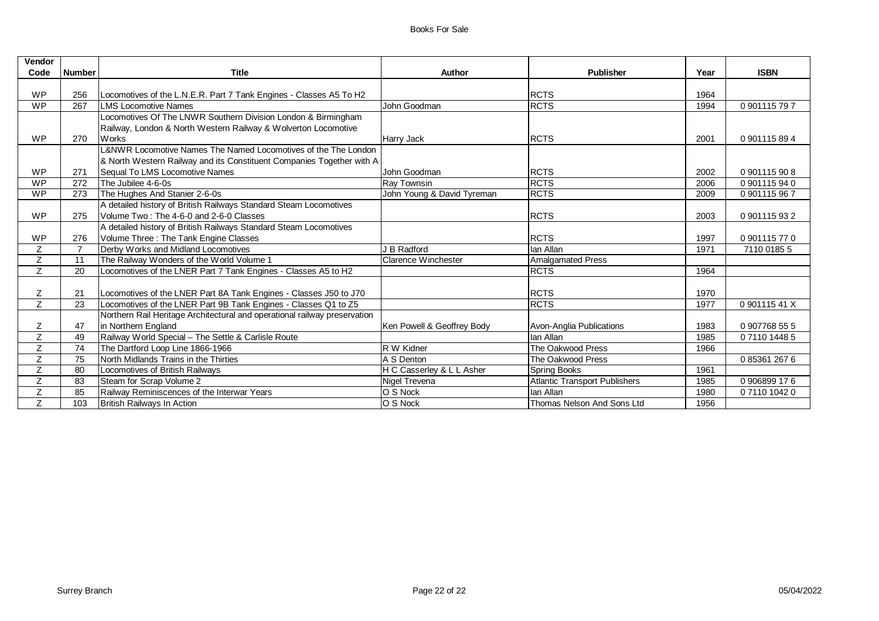# Books For Sale

| Vendor Code | Number | Title | Author | Publisher | Year | ISBN |
|---|---|---|---|---|---|---|
| WP | 256 | Locomotives of the L.N.E.R. Part 7 Tank Engines - Classes A5 To H2 | | RCTS | 1964 | |
| WP | 267 | LMS Locomotive Names | John Goodman | RCTS | 1994 | 0 901115 79 7 |
| WP | 270 | Locomotives Of The LNWR Southern Division London & Birmingham Railway, London & North Western Railway & Wolverton Locomotive Works | Harry Jack | RCTS | 2001 | 0 901115 89 4 |
| WP | 271 | L&NWR Locomotive Names The Named Locomotives of the The London & North Western Railway and its Constituent Companies Together with A Sequal To LMS Locomotive Names | John Goodman | RCTS | 2002 | 0 901115 90 8 |
| WP | 272 | The Jubilee 4-6-0s | Ray Townsin | RCTS | 2006 | 0 901115 94 0 |
| WP | 273 | The Hughes And Stanier 2-6-0s | John Young & David Tyreman | RCTS | 2009 | 0 901115 96 7 |
| WP | 275 | A detailed history of British Railways Standard Steam Locomotives Volume Two : The 4-6-0 and 2-6-0 Classes | | RCTS | 2003 | 0 901115 93 2 |
| WP | 276 | A detailed history of British Railways Standard Steam Locomotives Volume Three : The Tank Engine Classes | | RCTS | 1997 | 0 901115 77 0 |
| Z | 7 | Derby Works and Midland Locomotives | J B Radford | Ian Allan | 1971 | 7110 0185 5 |
| Z | 11 | The Railway Wonders of the World Volume 1 | Clarence Winchester | Amalgamated Press | | |
| Z | 20 | Locomotives of the LNER Part 7 Tank Engines - Classes A5 to H2 | | RCTS | 1964 | |
| Z | 21 | Locomotives of the LNER Part 8A Tank Engines - Classes J50 to J70 | | RCTS | 1970 | |
| Z | 23 | Locomotives of the LNER Part 9B Tank Engines - Classes Q1 to Z5 | | RCTS | 1977 | 0 901115 41 X |
| Z | 47 | Northern Rail Heritage Architectural and operational railway preservation in Northern England | Ken Powell & Geoffrey Body | Avon-Anglia Publications | 1983 | 0 907768 55 5 |
| Z | 49 | Railway World Special – The Settle & Carlisle Route | | Ian Allan | 1985 | 0 7110 1448 5 |
| Z | 74 | The Dartford Loop Line 1866-1966 | R W Kidner | The Oakwood Press | 1966 | |
| Z | 75 | North Midlands Trains in the Thirties | A S Denton | The Oakwood Press | | 0 85361 267 6 |
| Z | 80 | Locomotives of British Railways | H C Casserley & L L Asher | Spring Books | 1961 | |
| Z | 83 | Steam for Scrap Volume 2 | Nigel Trevena | Atlantic Transport Publishers | 1985 | 0 906899 17 6 |
| Z | 85 | Railway Reminiscences of the Interwar Years | O S Nock | Ian Allan | 1980 | 0 7110 1042 0 |
| Z | 103 | British Railways In Action | O S Nock | Thomas Nelson And Sons Ltd | 1956 | |

Surrey Branch

05/04/2022